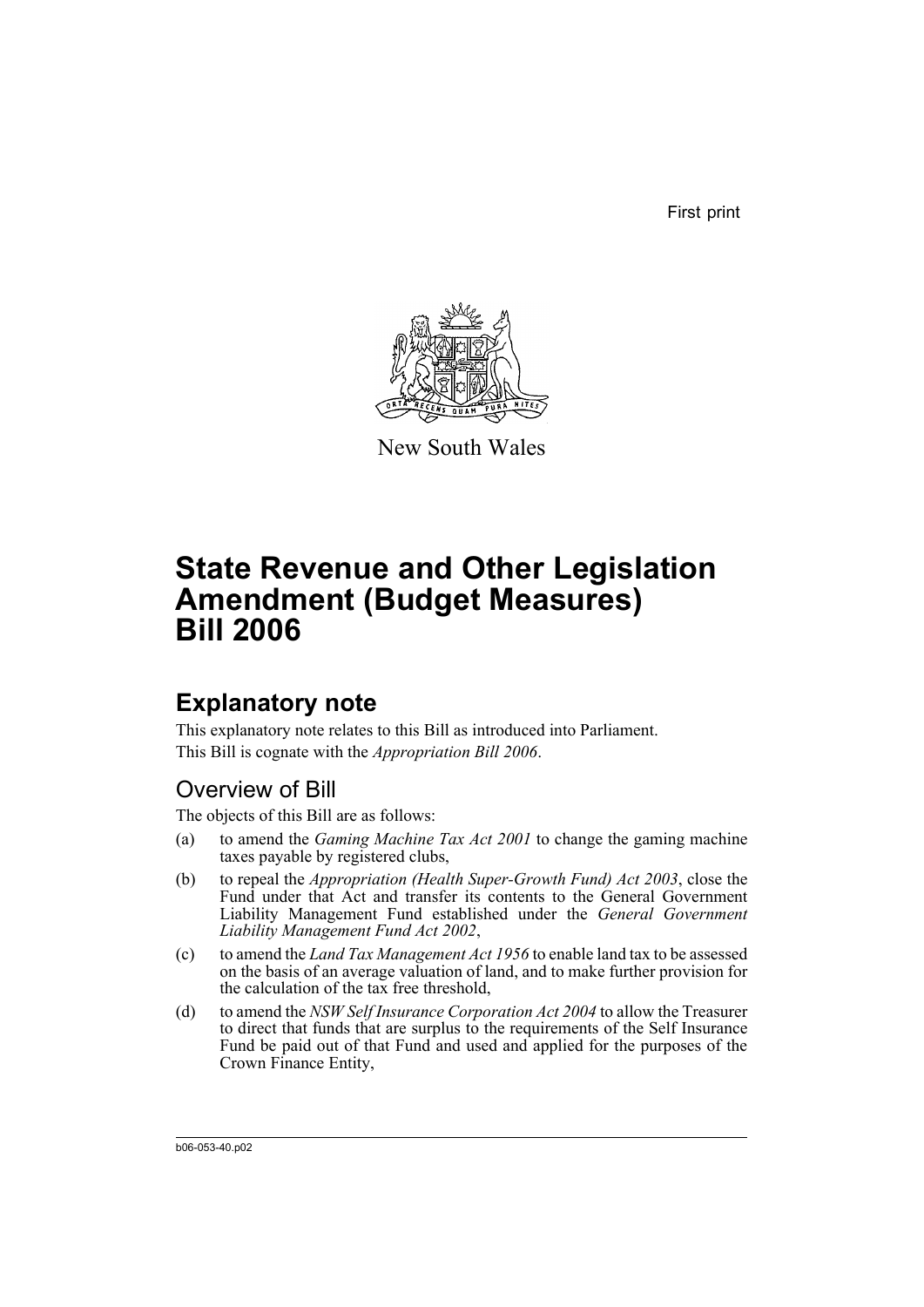First print

New South Wales

# State Revenue and Other Legislation Amendment (Budget Measures) Bill 2006

## Explanatory note

This explanatory note relates to this Bill as introduced into Parliament.

This Bill is cognate with the *Appropriation Bill 2006*.

### Overview of Bill

The objects of this Bill are as follows:

(a) to amend the *Gaming Machine Tax Act 2001* to change the gaming machine taxes payable by registered clubs,

(b) to repeal the *Appropriation (Health Super-Growth Fund) Act 2003*, close the Fund under that Act and transfer its contents to the General Government Liability Management Fund established under the *General Government Liability Management Fund Act 2002*,

(c) to amend the *Land Tax Management Act 1956* to enable land tax to be assessed on the basis of an average valuation of land, and to make further provision for the calculation of the tax free threshold,

(d) to amend the *NSW Self Insurance Corporation Act 2004* to allow the Treasurer to direct that funds that are surplus to the requirements of the Self Insurance Fund be paid out of that Fund and used and applied for the purposes of the Crown Finance Entity,

b06-053-40.p02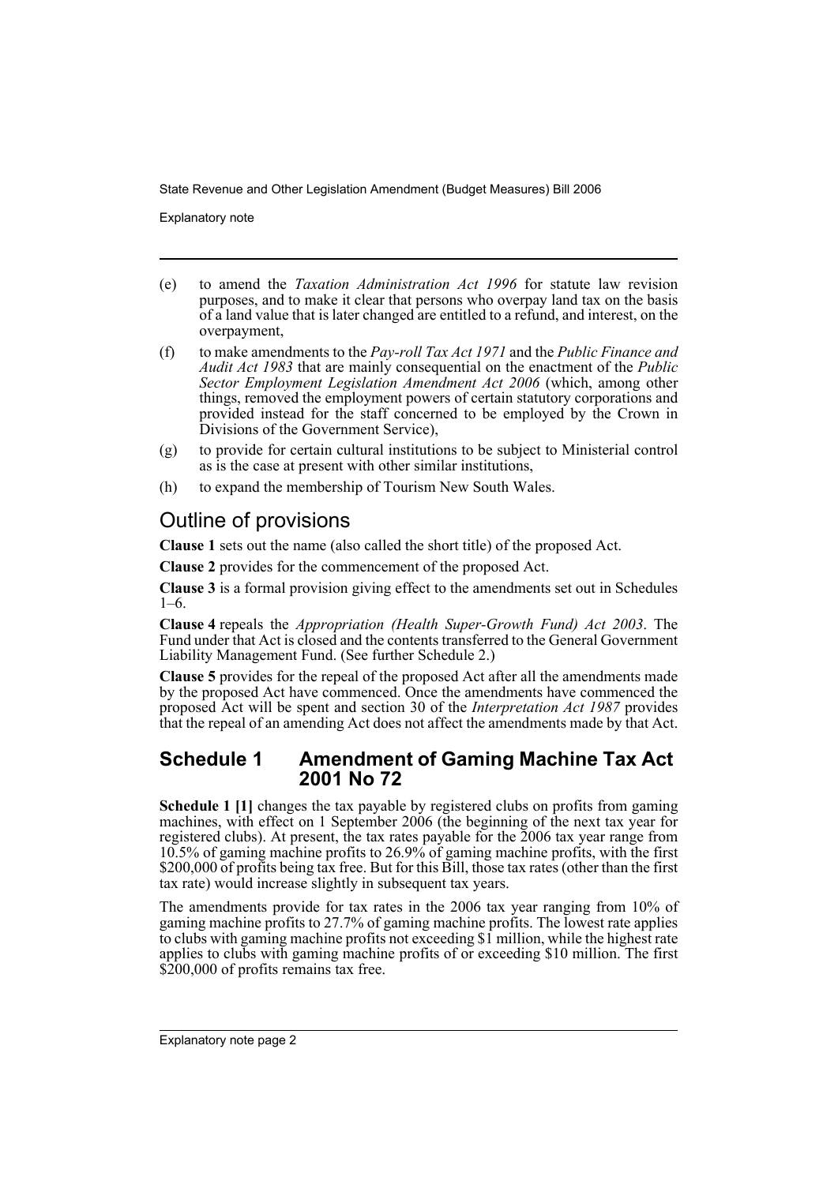(e) to amend the *Taxation Administration Act 1996* for statute law revision purposes, and to make it clear that persons who overpay land tax on the basis of a land value that is later changed are entitled to a refund, and interest, on the overpayment,

(f) to make amendments to the *Pay-roll Tax Act 1971* and the *Public Finance and Audit Act 1983* that are mainly consequential on the enactment of the *Public Sector Employment Legislation Amendment Act 2006* (which, among other things, removed the employment powers of certain statutory corporations and provided instead for the staff concerned to be employed by the Crown in Divisions of the Government Service),

(g) to provide for certain cultural institutions to be subject to Ministerial control as is the case at present with other similar institutions,

(h) to expand the membership of Tourism New South Wales.

## Outline of provisions

**Clause 1** sets out the name (also called the short title) of the proposed Act.

**Clause 2** provides for the commencement of the proposed Act.

**Clause 3** is a formal provision giving effect to the amendments set out in Schedules 1–6.

**Clause 4** repeals the *Appropriation (Health Super-Growth Fund) Act 2003*. The Fund under that Act is closed and the contents transferred to the General Government Liability Management Fund. (See further Schedule 2.)

**Clause 5** provides for the repeal of the proposed Act after all the amendments made by the proposed Act have commenced. Once the amendments have commenced the proposed Act will be spent and section 30 of the *Interpretation Act 1987* provides that the repeal of an amending Act does not affect the amendments made by that Act.

### Schedule 1 Amendment of Gaming Machine Tax Act 2001 No 72

**Schedule 1 [1]** changes the tax payable by registered clubs on profits from gaming machines, with effect on 1 September 2006 (the beginning of the next tax year for registered clubs). At present, the tax rates payable for the 2006 tax year range from 10.5% of gaming machine profits to 26.9% of gaming machine profits, with the first $200,000 of profits being tax free. But for this Bill, those tax rates (other than the first tax rate) would increase slightly in subsequent tax years.

The amendments provide for tax rates in the 2006 tax year ranging from 10% of gaming machine profits to 27.7% of gaming machine profits. The lowest rate applies to clubs with gaming machine profits not exceeding $1 million, while the highest rate applies to clubs with gaming machine profits of or exceeding $10 million. The first $200,000 of profits remains tax free.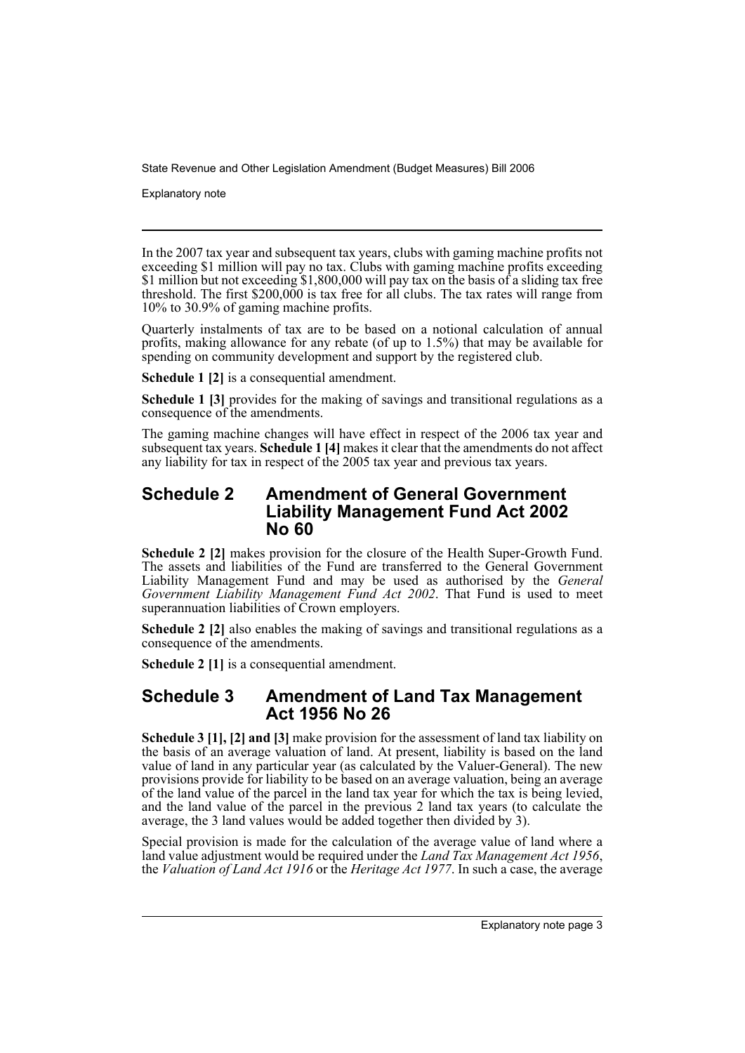In the 2007 tax year and subsequent tax years, clubs with gaming machine profits not exceeding $1 million will pay no tax. Clubs with gaming machine profits exceeding $1 million but not exceeding $1,800,000 will pay tax on the basis of a sliding tax free threshold. The first $200,000 is tax free for all clubs. The tax rates will range from 10% to 30.9% of gaming machine profits.

Quarterly instalments of tax are to be based on a notional calculation of annual profits, making allowance for any rebate (of up to 1.5%) that may be available for spending on community development and support by the registered club.

**Schedule 1 [2]** is a consequential amendment.

**Schedule 1 [3]** provides for the making of savings and transitional regulations as a consequence of the amendments.

The gaming machine changes will have effect in respect of the 2006 tax year and subsequent tax years. **Schedule 1 [4]** makes it clear that the amendments do not affect any liability for tax in respect of the 2005 tax year and previous tax years.

## Schedule 2 Amendment of General Government Liability Management Fund Act 2002 No 60

**Schedule 2 [2]** makes provision for the closure of the Health Super-Growth Fund. The assets and liabilities of the Fund are transferred to the General Government Liability Management Fund and may be used as authorised by the *General Government Liability Management Fund Act 2002*. That Fund is used to meet superannuation liabilities of Crown employers.

**Schedule 2 [2]** also enables the making of savings and transitional regulations as a consequence of the amendments.

**Schedule 2 [1]** is a consequential amendment.

## Schedule 3 Amendment of Land Tax Management Act 1956 No 26

**Schedule 3 [1], [2] and [3]** make provision for the assessment of land tax liability on the basis of an average valuation of land. At present, liability is based on the land value of land in any particular year (as calculated by the Valuer-General). The new provisions provide for liability to be based on an average valuation, being an average of the land value of the parcel in the land tax year for which the tax is being levied, and the land value of the parcel in the previous 2 land tax years (to calculate the average, the 3 land values would be added together then divided by 3).

Special provision is made for the calculation of the average value of land where a land value adjustment would be required under the *Land Tax Management Act 1956*, the *Valuation of Land Act 1916* or the *Heritage Act 1977*. In such a case, the average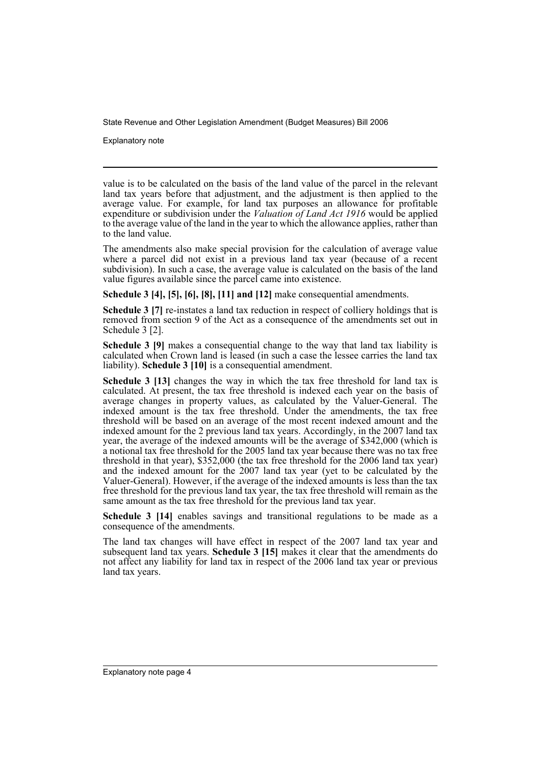value is to be calculated on the basis of the land value of the parcel in the relevant land tax years before that adjustment, and the adjustment is then applied to the average value. For example, for land tax purposes an allowance for profitable expenditure or subdivision under the *Valuation of Land Act 1916* would be applied to the average value of the land in the year to which the allowance applies, rather than to the land value.

The amendments also make special provision for the calculation of average value where a parcel did not exist in a previous land tax year (because of a recent subdivision). In such a case, the average value is calculated on the basis of the land value figures available since the parcel came into existence.

**Schedule 3 [4], [5], [6], [8], [11] and [12]** make consequential amendments.

**Schedule 3 [7]** re-instates a land tax reduction in respect of colliery holdings that is removed from section 9 of the Act as a consequence of the amendments set out in Schedule 3 [2].

**Schedule 3 [9]** makes a consequential change to the way that land tax liability is calculated when Crown land is leased (in such a case the lessee carries the land tax liability). **Schedule 3 [10]** is a consequential amendment.

**Schedule 3 [13]** changes the way in which the tax free threshold for land tax is calculated. At present, the tax free threshold is indexed each year on the basis of average changes in property values, as calculated by the Valuer-General. The indexed amount is the tax free threshold. Under the amendments, the tax free threshold will be based on an average of the most recent indexed amount and the indexed amount for the 2 previous land tax years. Accordingly, in the 2007 land tax year, the average of the indexed amounts will be the average of $342,000 (which is a notional tax free threshold for the 2005 land tax year because there was no tax free threshold in that year), $352,000 (the tax free threshold for the 2006 land tax year) and the indexed amount for the 2007 land tax year (yet to be calculated by the Valuer-General). However, if the average of the indexed amounts is less than the tax free threshold for the previous land tax year, the tax free threshold will remain as the same amount as the tax free threshold for the previous land tax year.

**Schedule 3 [14]** enables savings and transitional regulations to be made as a consequence of the amendments.

The land tax changes will have effect in respect of the 2007 land tax year and subsequent land tax years. **Schedule 3 [15]** makes it clear that the amendments do not affect any liability for land tax in respect of the 2006 land tax year or previous land tax years.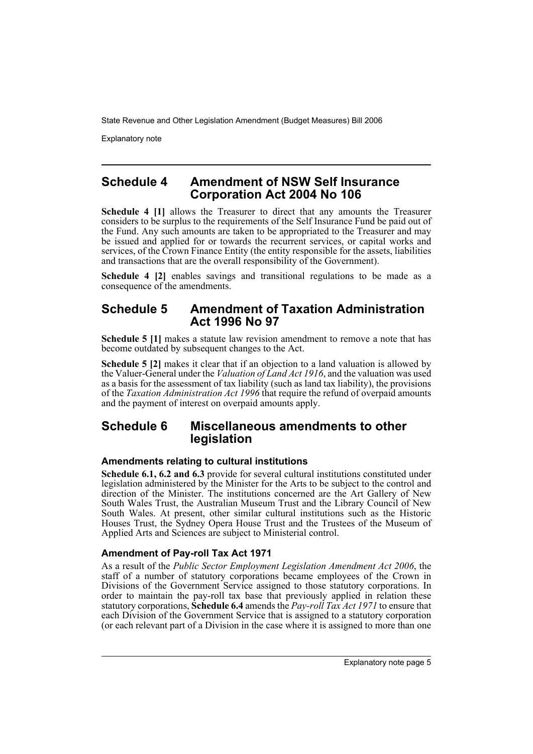## Schedule 4 Amendment of NSW Self Insurance Corporation Act 2004 No 106

**Schedule 4 [1]** allows the Treasurer to direct that any amounts the Treasurer considers to be surplus to the requirements of the Self Insurance Fund be paid out of the Fund. Any such amounts are taken to be appropriated to the Treasurer and may be issued and applied for or towards the recurrent services, or capital works and services, of the Crown Finance Entity (the entity responsible for the assets, liabilities and transactions that are the overall responsibility of the Government).

**Schedule 4 [2]** enables savings and transitional regulations to be made as a consequence of the amendments.

## Schedule 5 Amendment of Taxation Administration Act 1996 No 97

**Schedule 5 [1]** makes a statute law revision amendment to remove a note that has become outdated by subsequent changes to the Act.

**Schedule 5 [2]** makes it clear that if an objection to a land valuation is allowed by the Valuer-General under the *Valuation of Land Act 1916*, and the valuation was used as a basis for the assessment of tax liability (such as land tax liability), the provisions of the *Taxation Administration Act 1996* that require the refund of overpaid amounts and the payment of interest on overpaid amounts apply.

## Schedule 6 Miscellaneous amendments to other legislation

### Amendments relating to cultural institutions

**Schedule 6.1, 6.2 and 6.3** provide for several cultural institutions constituted under legislation administered by the Minister for the Arts to be subject to the control and direction of the Minister. The institutions concerned are the Art Gallery of New South Wales Trust, the Australian Museum Trust and the Library Council of New South Wales. At present, other similar cultural institutions such as the Historic Houses Trust, the Sydney Opera House Trust and the Trustees of the Museum of Applied Arts and Sciences are subject to Ministerial control.

### Amendment of Pay-roll Tax Act 1971

As a result of the *Public Sector Employment Legislation Amendment Act 2006*, the staff of a number of statutory corporations became employees of the Crown in Divisions of the Government Service assigned to those statutory corporations. In order to maintain the pay-roll tax base that previously applied in relation these statutory corporations, **Schedule 6.4** amends the *Pay-roll Tax Act 1971* to ensure that each Division of the Government Service that is assigned to a statutory corporation (or each relevant part of a Division in the case where it is assigned to more than one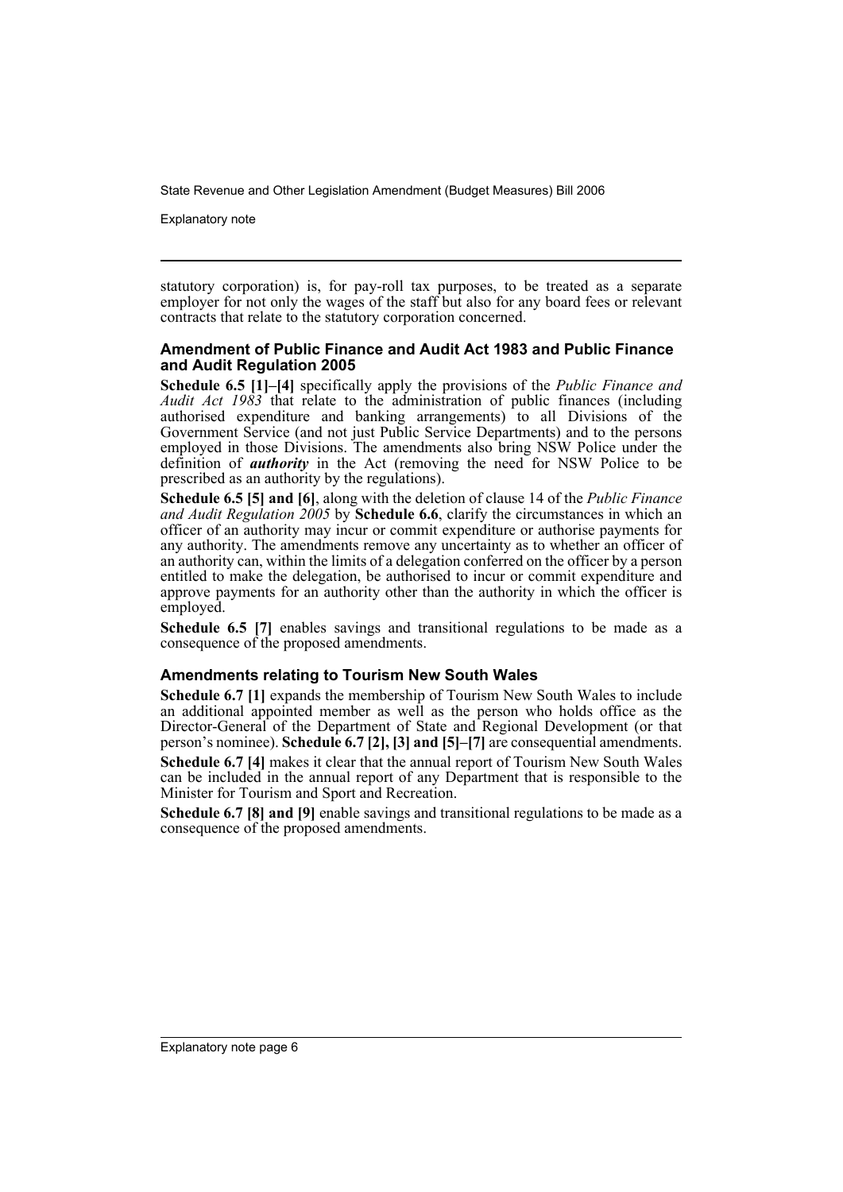statutory corporation) is, for pay-roll tax purposes, to be treated as a separate employer for not only the wages of the staff but also for any board fees or relevant contracts that relate to the statutory corporation concerned.

### Amendment of Public Finance and Audit Act 1983 and Public Finance and Audit Regulation 2005

**Schedule 6.5 [1]–[4]** specifically apply the provisions of the *Public Finance and Audit Act 1983* that relate to the administration of public finances (including authorised expenditure and banking arrangements) to all Divisions of the Government Service (and not just Public Service Departments) and to the persons employed in those Divisions. The amendments also bring NSW Police under the definition of ***authority*** in the Act (removing the need for NSW Police to be prescribed as an authority by the regulations).

**Schedule 6.5 [5] and [6]**, along with the deletion of clause 14 of the *Public Finance and Audit Regulation 2005* by **Schedule 6.6**, clarify the circumstances in which an officer of an authority may incur or commit expenditure or authorise payments for any authority. The amendments remove any uncertainty as to whether an officer of an authority can, within the limits of a delegation conferred on the officer by a person entitled to make the delegation, be authorised to incur or commit expenditure and approve payments for an authority other than the authority in which the officer is employed.

**Schedule 6.5 [7]** enables savings and transitional regulations to be made as a consequence of the proposed amendments.

### Amendments relating to Tourism New South Wales

**Schedule 6.7 [1]** expands the membership of Tourism New South Wales to include an additional appointed member as well as the person who holds office as the Director-General of the Department of State and Regional Development (or that person's nominee). **Schedule 6.7 [2], [3] and [5]–[7]** are consequential amendments.

**Schedule 6.7 [4]** makes it clear that the annual report of Tourism New South Wales can be included in the annual report of any Department that is responsible to the Minister for Tourism and Sport and Recreation.

**Schedule 6.7 [8] and [9]** enable savings and transitional regulations to be made as a consequence of the proposed amendments.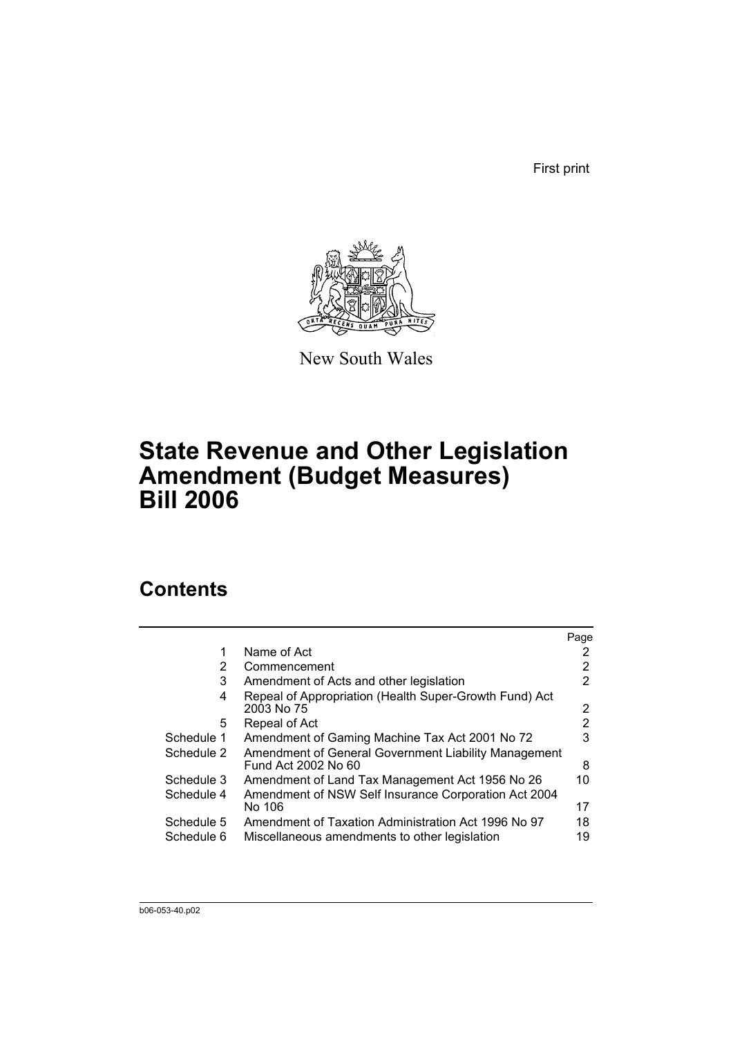First print

New South Wales

# State Revenue and Other Legislation Amendment (Budget Measures) Bill 2006

## Contents

| | | Page |
|---|---|---|
| 1 | Name of Act | 2 |
| 2 | Commencement | 2 |
| 3 | Amendment of Acts and other legislation | 2 |
| 4 | Repeal of Appropriation (Health Super-Growth Fund) Act 2003 No 75 | 2 |
| 5 | Repeal of Act | 2 |
| Schedule 1 | Amendment of Gaming Machine Tax Act 2001 No 72 | 3 |
| Schedule 2 | Amendment of General Government Liability Management Fund Act 2002 No 60 | 8 |
| Schedule 3 | Amendment of Land Tax Management Act 1956 No 26 | 10 |
| Schedule 4 | Amendment of NSW Self Insurance Corporation Act 2004 No 106 | 17 |
| Schedule 5 | Amendment of Taxation Administration Act 1996 No 97 | 18 |
| Schedule 6 | Miscellaneous amendments to other legislation | 19 |

b06-053-40.p02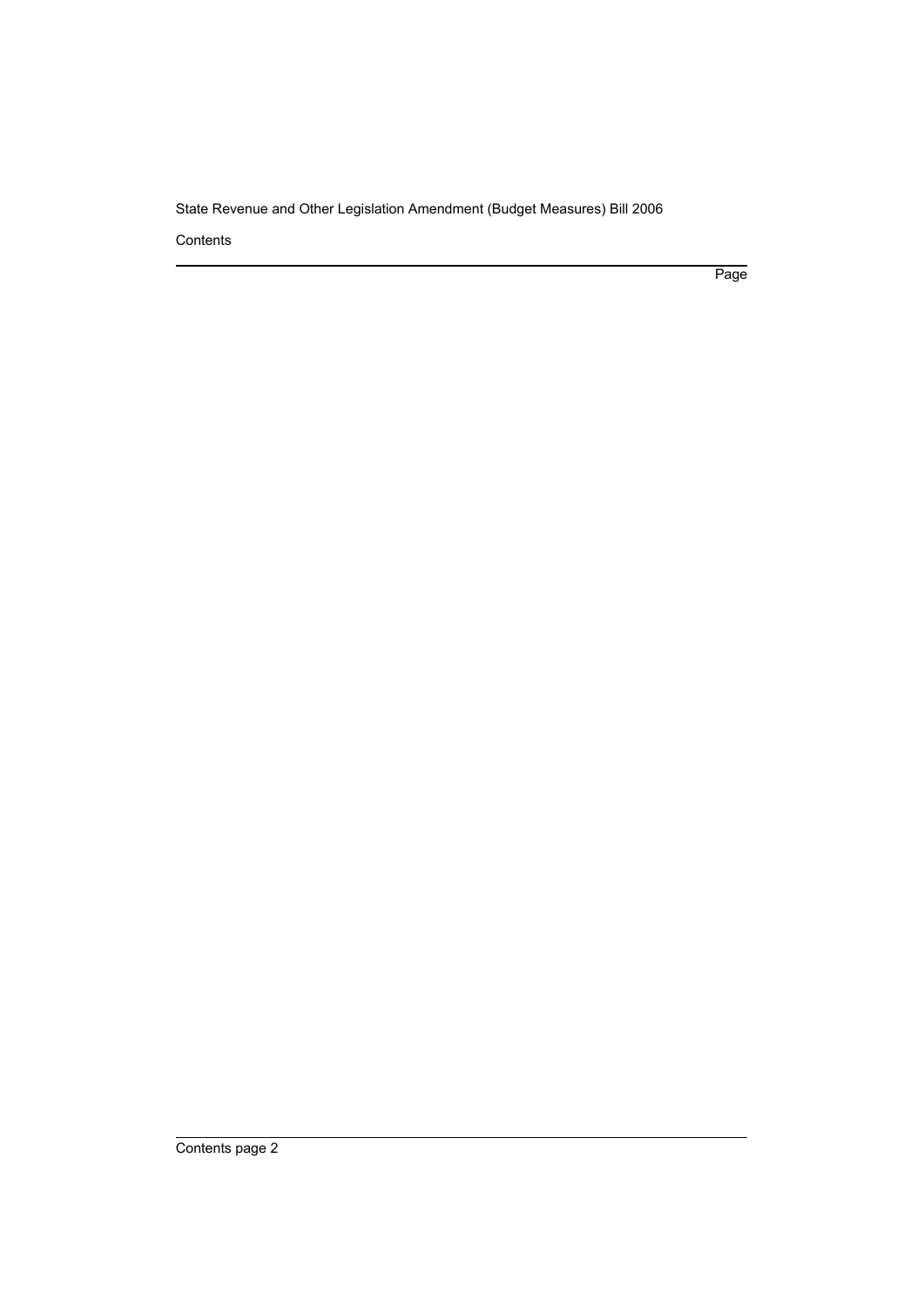Contents

Page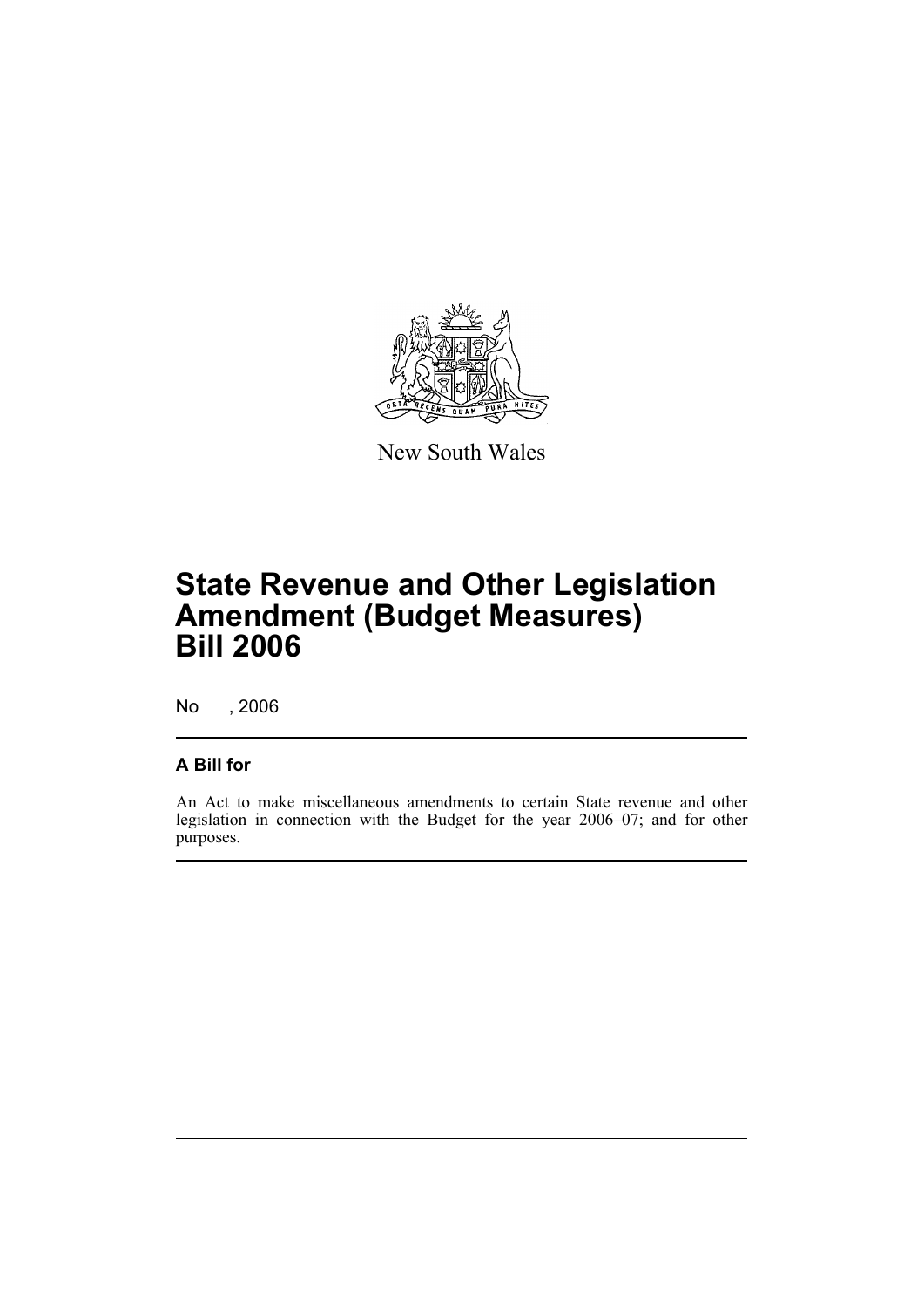New South Wales

# State Revenue and Other Legislation Amendment (Budget Measures) Bill 2006

No , 2006

## A Bill for

An Act to make miscellaneous amendments to certain State revenue and other legislation in connection with the Budget for the year 2006–07; and for other purposes.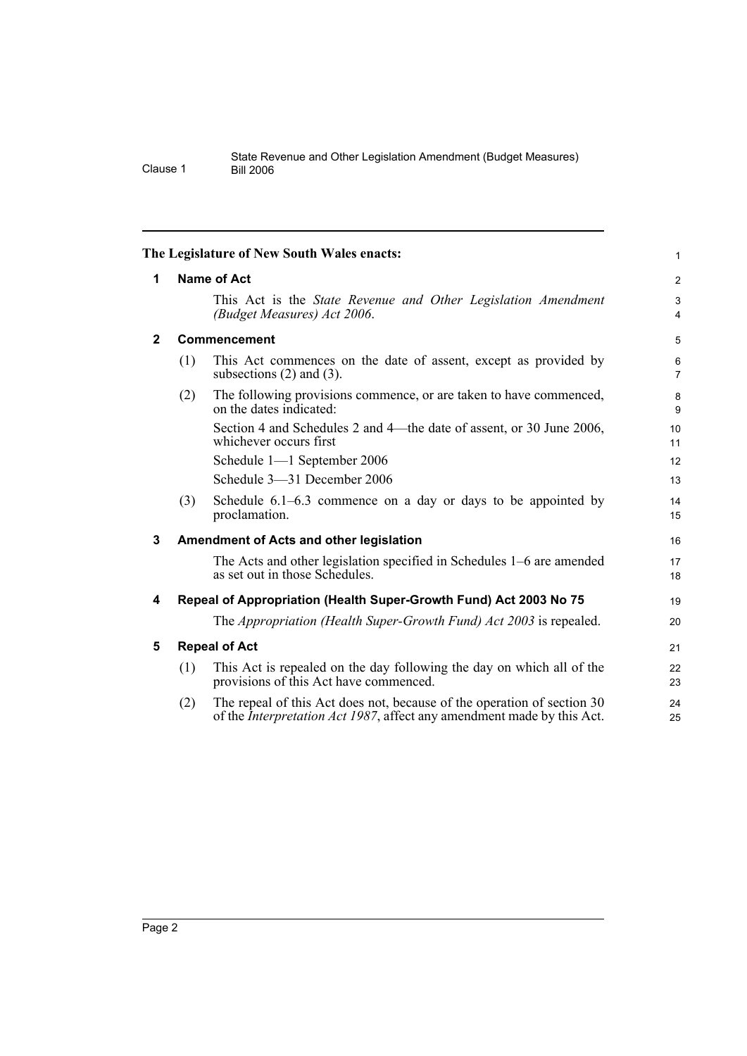**The Legislature of New South Wales enacts:**

## 1 Name of Act

This Act is the *State Revenue and Other Legislation Amendment (Budget Measures) Act 2006*.

## 2 Commencement

(1) This Act commences on the date of assent, except as provided by subsections (2) and (3).

(2) The following provisions commence, or are taken to have commenced, on the dates indicated:

Section 4 and Schedules 2 and 4—the date of assent, or 30 June 2006, whichever occurs first

Schedule 1—1 September 2006

Schedule 3—31 December 2006

(3) Schedule 6.1–6.3 commence on a day or days to be appointed by proclamation.

## 3 Amendment of Acts and other legislation

The Acts and other legislation specified in Schedules 1–6 are amended as set out in those Schedules.

## 4 Repeal of Appropriation (Health Super-Growth Fund) Act 2003 No 75

The *Appropriation (Health Super-Growth Fund) Act 2003* is repealed.

## 5 Repeal of Act

(1) This Act is repealed on the day following the day on which all of the provisions of this Act have commenced.

(2) The repeal of this Act does not, because of the operation of section 30 of the *Interpretation Act 1987*, affect any amendment made by this Act.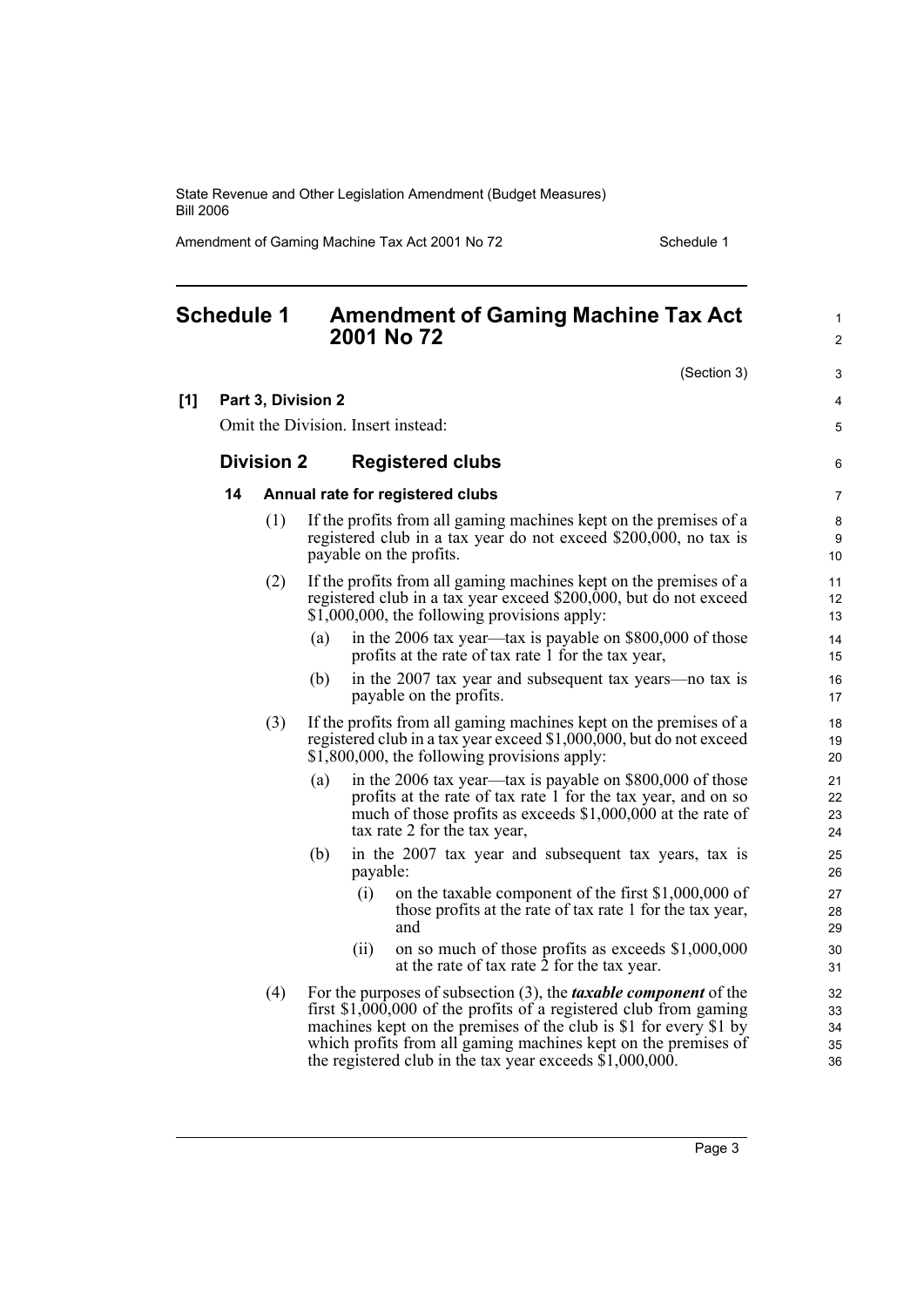# Schedule 1 Amendment of Gaming Machine Tax Act 2001 No 72

(Section 3)

**[1] Part 3, Division 2**

Omit the Division. Insert instead:

## Division 2 Registered clubs

### 14 Annual rate for registered clubs

(1) If the profits from all gaming machines kept on the premises of a registered club in a tax year do not exceed $200,000, no tax is payable on the profits.

(2) If the profits from all gaming machines kept on the premises of a registered club in a tax year exceed $200,000, but do not exceed $1,000,000, the following provisions apply:

- (a) in the 2006 tax year—tax is payable on $800,000 of those profits at the rate of tax rate 1 for the tax year,
- (b) in the 2007 tax year and subsequent tax years—no tax is payable on the profits.

(3) If the profits from all gaming machines kept on the premises of a registered club in a tax year exceed $1,000,000, but do not exceed $1,800,000, the following provisions apply:

- (a) in the 2006 tax year—tax is payable on $800,000 of those profits at the rate of tax rate 1 for the tax year, and on so much of those profits as exceeds $1,000,000 at the rate of tax rate 2 for the tax year,
- (b) in the 2007 tax year and subsequent tax years, tax is payable:
  - (i) on the taxable component of the first $1,000,000 of those profits at the rate of tax rate 1 for the tax year, and
  - (ii) on so much of those profits as exceeds $1,000,000 at the rate of tax rate 2 for the tax year.

(4) For the purposes of subsection (3), the ***taxable component*** of the first $1,000,000 of the profits of a registered club from gaming machines kept on the premises of the club is $1 for every $1 by which profits from all gaming machines kept on the premises of the registered club in the tax year exceeds $1,000,000.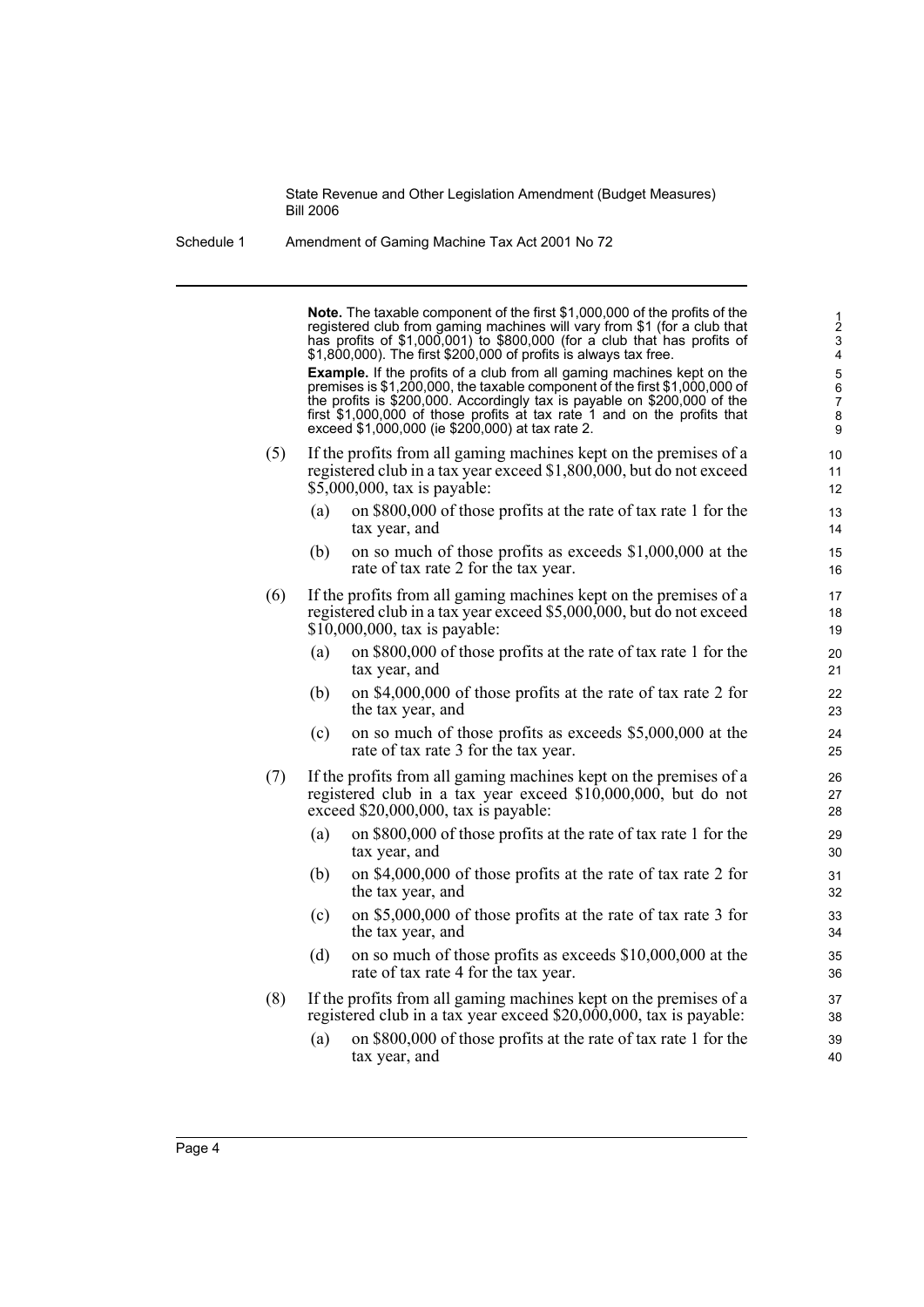**Note.** The taxable component of the first $1,000,000 of the profits of the registered club from gaming machines will vary from $1 (for a club that has profits of $1,000,001) to $800,000 (for a club that has profits of $1,800,000). The first $200,000 of profits is always tax free.

**Example.** If the profits of a club from all gaming machines kept on the premises is $1,200,000, the taxable component of the first $1,000,000 of the profits is $200,000. Accordingly tax is payable on $200,000 of the first $1,000,000 of those profits at tax rate 1 and on the profits that exceed $1,000,000 (ie $200,000) at tax rate 2.

(5) If the profits from all gaming machines kept on the premises of a registered club in a tax year exceed $1,800,000, but do not exceed $5,000,000, tax is payable:

- (a) on $800,000 of those profits at the rate of tax rate 1 for the tax year, and
- (b) on so much of those profits as exceeds $1,000,000 at the rate of tax rate 2 for the tax year.

(6) If the profits from all gaming machines kept on the premises of a registered club in a tax year exceed $5,000,000, but do not exceed $10,000,000, tax is payable:

- (a) on $800,000 of those profits at the rate of tax rate 1 for the tax year, and
- (b) on $4,000,000 of those profits at the rate of tax rate 2 for the tax year, and
- (c) on so much of those profits as exceeds $5,000,000 at the rate of tax rate 3 for the tax year.

(7) If the profits from all gaming machines kept on the premises of a registered club in a tax year exceed $10,000,000, but do not exceed $20,000,000, tax is payable:

- (a) on $800,000 of those profits at the rate of tax rate 1 for the tax year, and
- (b) on $4,000,000 of those profits at the rate of tax rate 2 for the tax year, and
- (c) on $5,000,000 of those profits at the rate of tax rate 3 for the tax year, and
- (d) on so much of those profits as exceeds $10,000,000 at the rate of tax rate 4 for the tax year.

(8) If the profits from all gaming machines kept on the premises of a registered club in a tax year exceed $20,000,000, tax is payable:

- (a) on $800,000 of those profits at the rate of tax rate 1 for the tax year, and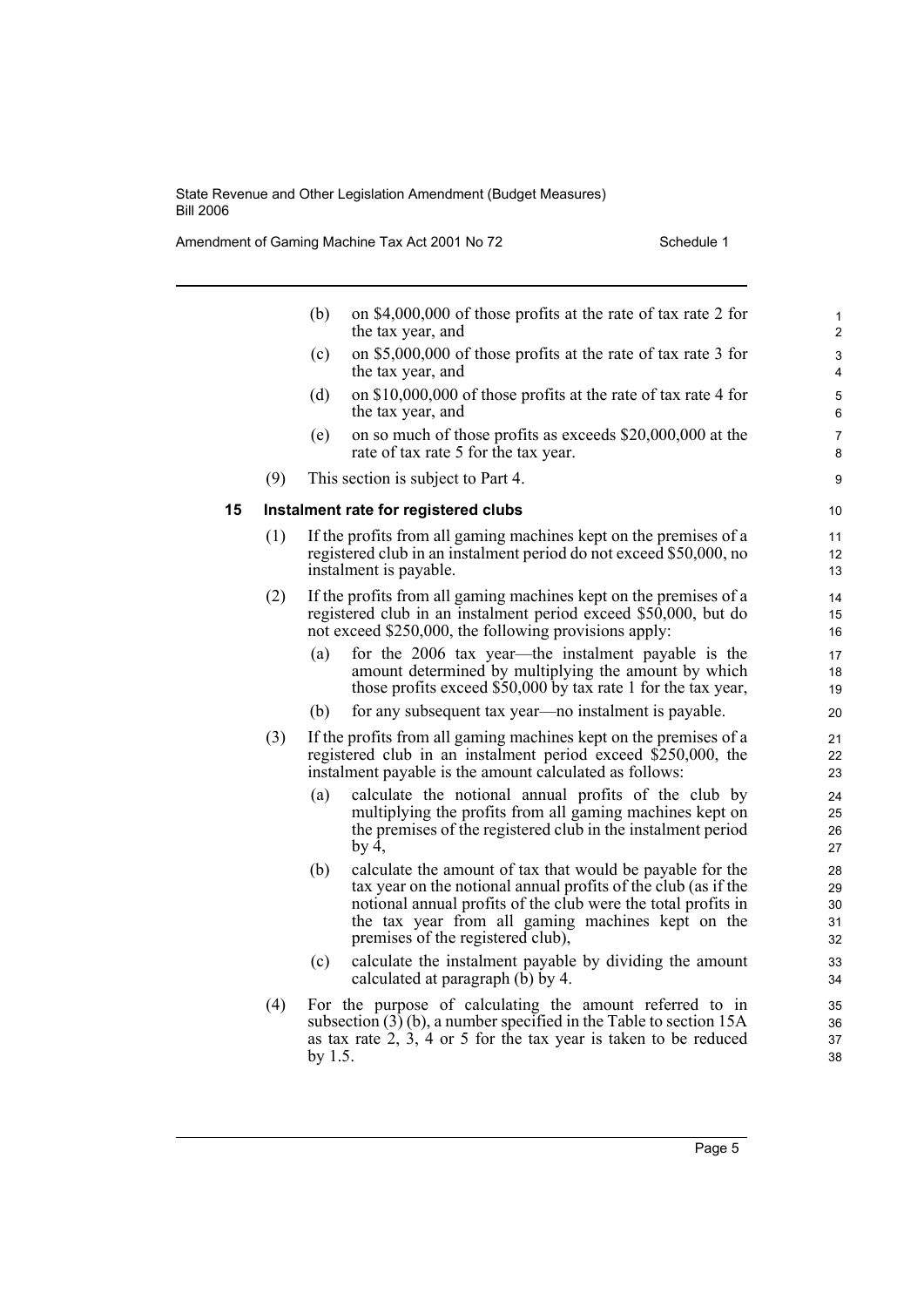(b) on $4,000,000 of those profits at the rate of tax rate 2 for the tax year, and

(c) on $5,000,000 of those profits at the rate of tax rate 3 for the tax year, and

(d) on $10,000,000 of those profits at the rate of tax rate 4 for the tax year, and

(e) on so much of those profits as exceeds $20,000,000 at the rate of tax rate 5 for the tax year.

(9) This section is subject to Part 4.

### 15 Instalment rate for registered clubs

(1) If the profits from all gaming machines kept on the premises of a registered club in an instalment period do not exceed $50,000, no instalment is payable.

(2) If the profits from all gaming machines kept on the premises of a registered club in an instalment period exceed $50,000, but do not exceed $250,000, the following provisions apply:

(a) for the 2006 tax year—the instalment payable is the amount determined by multiplying the amount by which those profits exceed $50,000 by tax rate 1 for the tax year,

(b) for any subsequent tax year—no instalment is payable.

(3) If the profits from all gaming machines kept on the premises of a registered club in an instalment period exceed $250,000, the instalment payable is the amount calculated as follows:

(a) calculate the notional annual profits of the club by multiplying the profits from all gaming machines kept on the premises of the registered club in the instalment period by 4,

(b) calculate the amount of tax that would be payable for the tax year on the notional annual profits of the club (as if the notional annual profits of the club were the total profits in the tax year from all gaming machines kept on the premises of the registered club),

(c) calculate the instalment payable by dividing the amount calculated at paragraph (b) by 4.

(4) For the purpose of calculating the amount referred to in subsection (3) (b), a number specified in the Table to section 15A as tax rate 2, 3, 4 or 5 for the tax year is taken to be reduced by 1.5.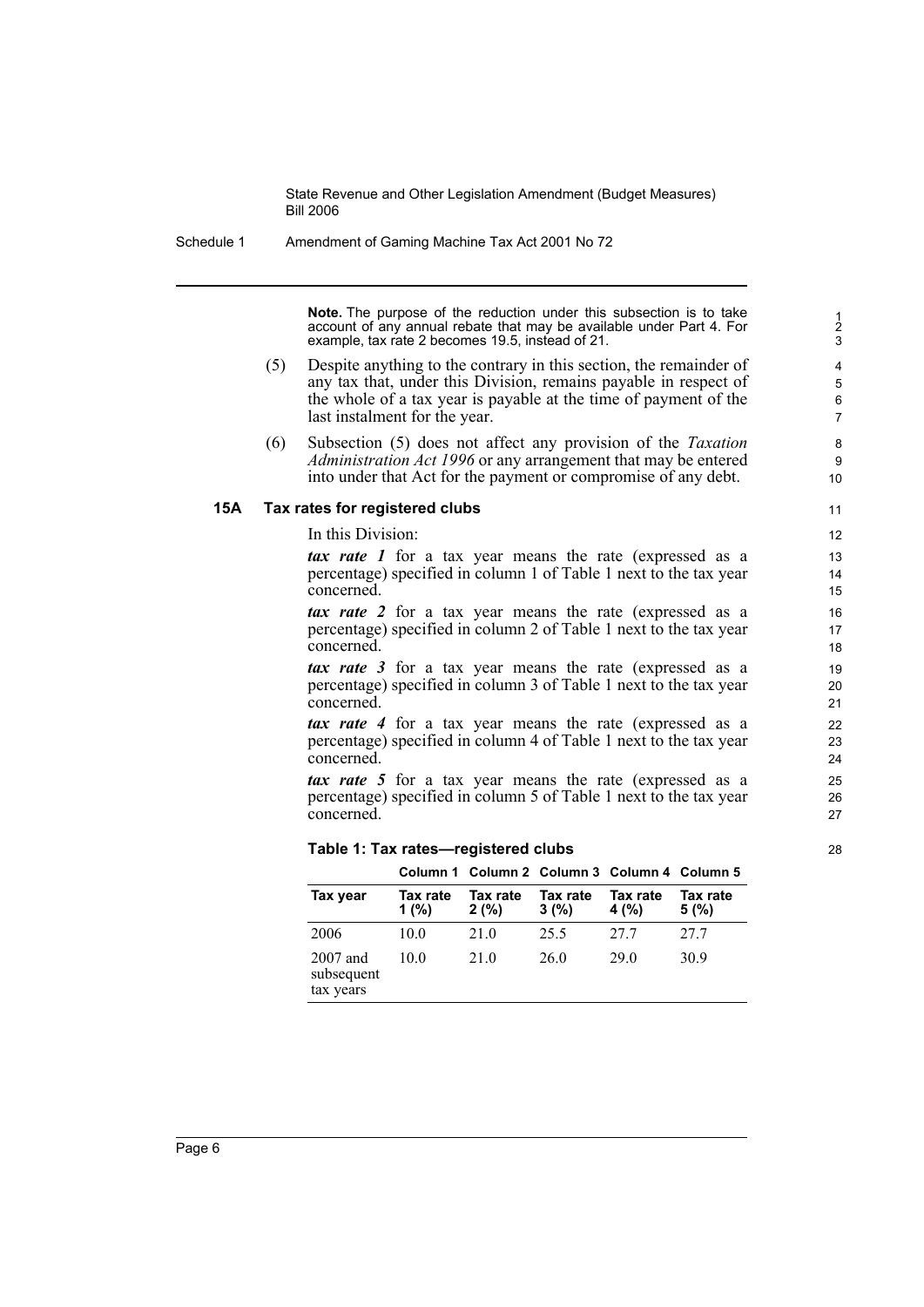**Note.** The purpose of the reduction under this subsection is to take account of any annual rebate that may be available under Part 4. For example, tax rate 2 becomes 19.5, instead of 21.

(5) Despite anything to the contrary in this section, the remainder of any tax that, under this Division, remains payable in respect of the whole of a tax year is payable at the time of payment of the last instalment for the year.

(6) Subsection (5) does not affect any provision of the *Taxation Administration Act 1996* or any arrangement that may be entered into under that Act for the payment or compromise of any debt.

### 15A Tax rates for registered clubs

In this Division:

***tax rate 1*** for a tax year means the rate (expressed as a percentage) specified in column 1 of Table 1 next to the tax year concerned.

***tax rate 2*** for a tax year means the rate (expressed as a percentage) specified in column 2 of Table 1 next to the tax year concerned.

***tax rate 3*** for a tax year means the rate (expressed as a percentage) specified in column 3 of Table 1 next to the tax year concerned.

***tax rate 4*** for a tax year means the rate (expressed as a percentage) specified in column 4 of Table 1 next to the tax year concerned.

***tax rate 5*** for a tax year means the rate (expressed as a percentage) specified in column 5 of Table 1 next to the tax year concerned.

**Table 1: Tax rates—registered clubs**

| | Column 1 | Column 2 | Column 3 | Column 4 | Column 5 |
|---|---|---|---|---|---|
| **Tax year** | **Tax rate 1 (%)** | **Tax rate 2 (%)** | **Tax rate 3 (%)** | **Tax rate 4 (%)** | **Tax rate 5 (%)** |
| 2006 | 10.0 | 21.0 | 25.5 | 27.7 | 27.7 |
| 2007 and subsequent tax years | 10.0 | 21.0 | 26.0 | 29.0 | 30.9 |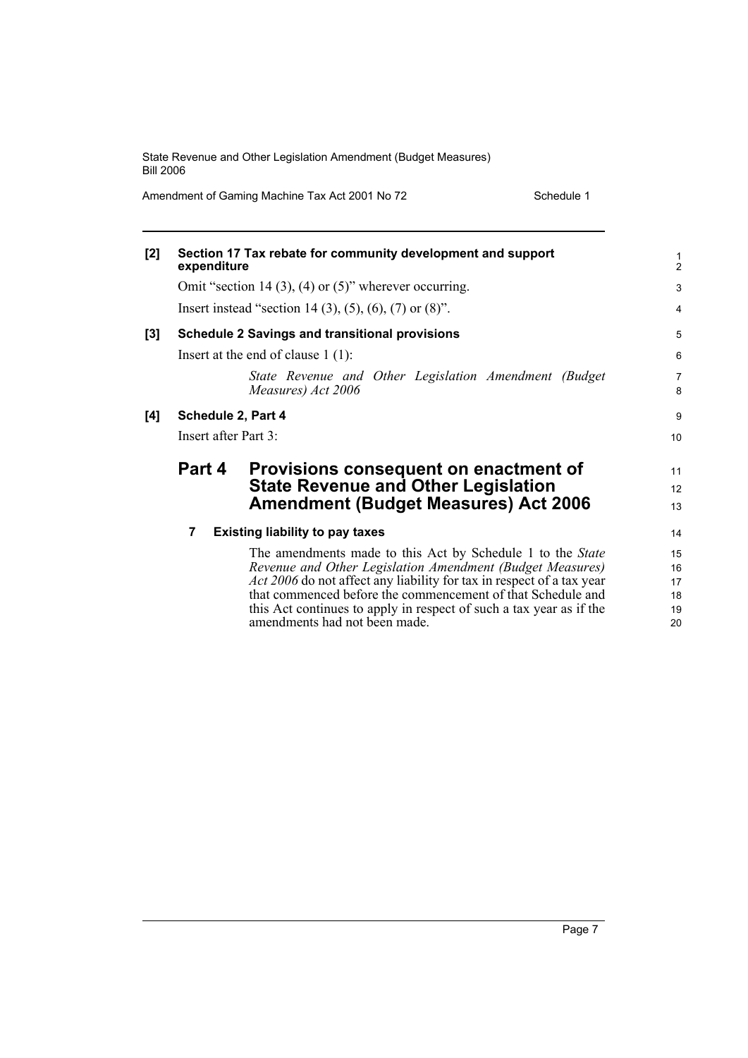**[2] Section 17 Tax rebate for community development and support expenditure**

Omit "section 14 (3), (4) or (5)" wherever occurring.

Insert instead "section 14 (3), (5), (6), (7) or (8)".

**[3] Schedule 2 Savings and transitional provisions**

Insert at the end of clause 1 (1):

*State Revenue and Other Legislation Amendment (Budget Measures) Act 2006*

**[4] Schedule 2, Part 4**

Insert after Part 3:

## Part 4 Provisions consequent on enactment of State Revenue and Other Legislation Amendment (Budget Measures) Act 2006

### 7 Existing liability to pay taxes

The amendments made to this Act by Schedule 1 to the *State Revenue and Other Legislation Amendment (Budget Measures) Act 2006* do not affect any liability for tax in respect of a tax year that commenced before the commencement of that Schedule and this Act continues to apply in respect of such a tax year as if the amendments had not been made.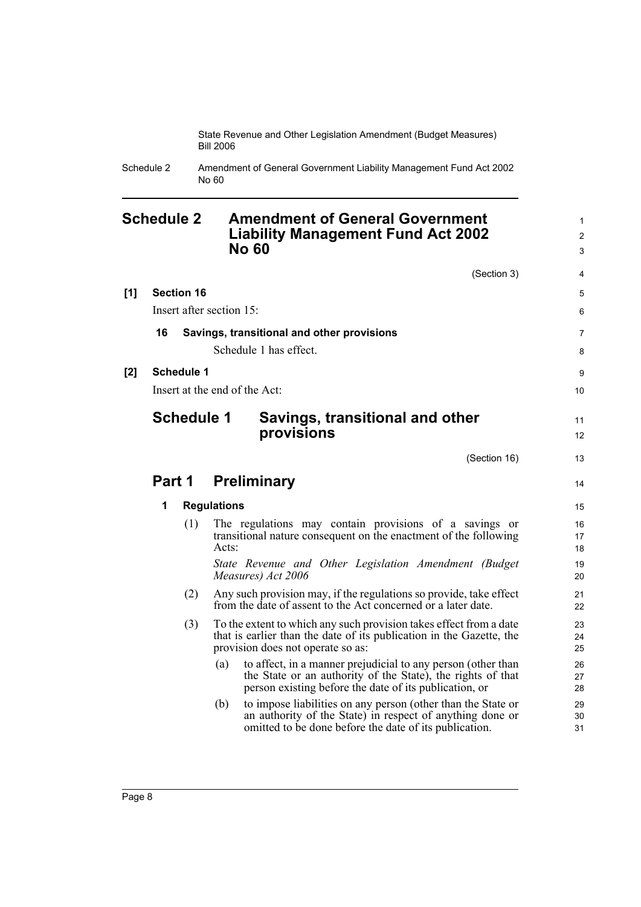## Schedule 2 Amendment of General Government Liability Management Fund Act 2002 No 60

(Section 3)

**[1] Section 16**

Insert after section 15:

**16 Savings, transitional and other provisions**

Schedule 1 has effect.

**[2] Schedule 1**

Insert at the end of the Act:

## Schedule 1 Savings, transitional and other provisions

(Section 16)

### Part 1 Preliminary

**1 Regulations**

(1) The regulations may contain provisions of a savings or transitional nature consequent on the enactment of the following Acts:

*State Revenue and Other Legislation Amendment (Budget Measures) Act 2006*

(2) Any such provision may, if the regulations so provide, take effect from the date of assent to the Act concerned or a later date.

(3) To the extent to which any such provision takes effect from a date that is earlier than the date of its publication in the Gazette, the provision does not operate so as:

(a) to affect, in a manner prejudicial to any person (other than the State or an authority of the State), the rights of that person existing before the date of its publication, or

(b) to impose liabilities on any person (other than the State or an authority of the State) in respect of anything done or omitted to be done before the date of its publication.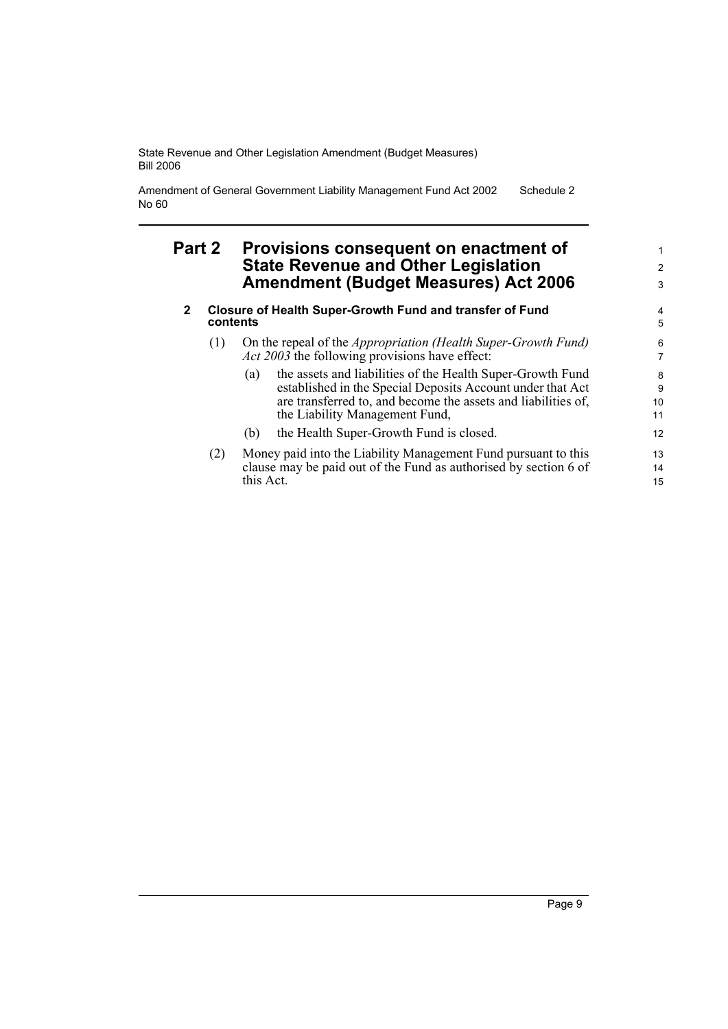## Part 2 Provisions consequent on enactment of State Revenue and Other Legislation Amendment (Budget Measures) Act 2006

### 2 Closure of Health Super-Growth Fund and transfer of Fund contents

(1) On the repeal of the *Appropriation (Health Super-Growth Fund) Act 2003* the following provisions have effect:

(a) the assets and liabilities of the Health Super-Growth Fund established in the Special Deposits Account under that Act are transferred to, and become the assets and liabilities of, the Liability Management Fund,

(b) the Health Super-Growth Fund is closed.

(2) Money paid into the Liability Management Fund pursuant to this clause may be paid out of the Fund as authorised by section 6 of this Act.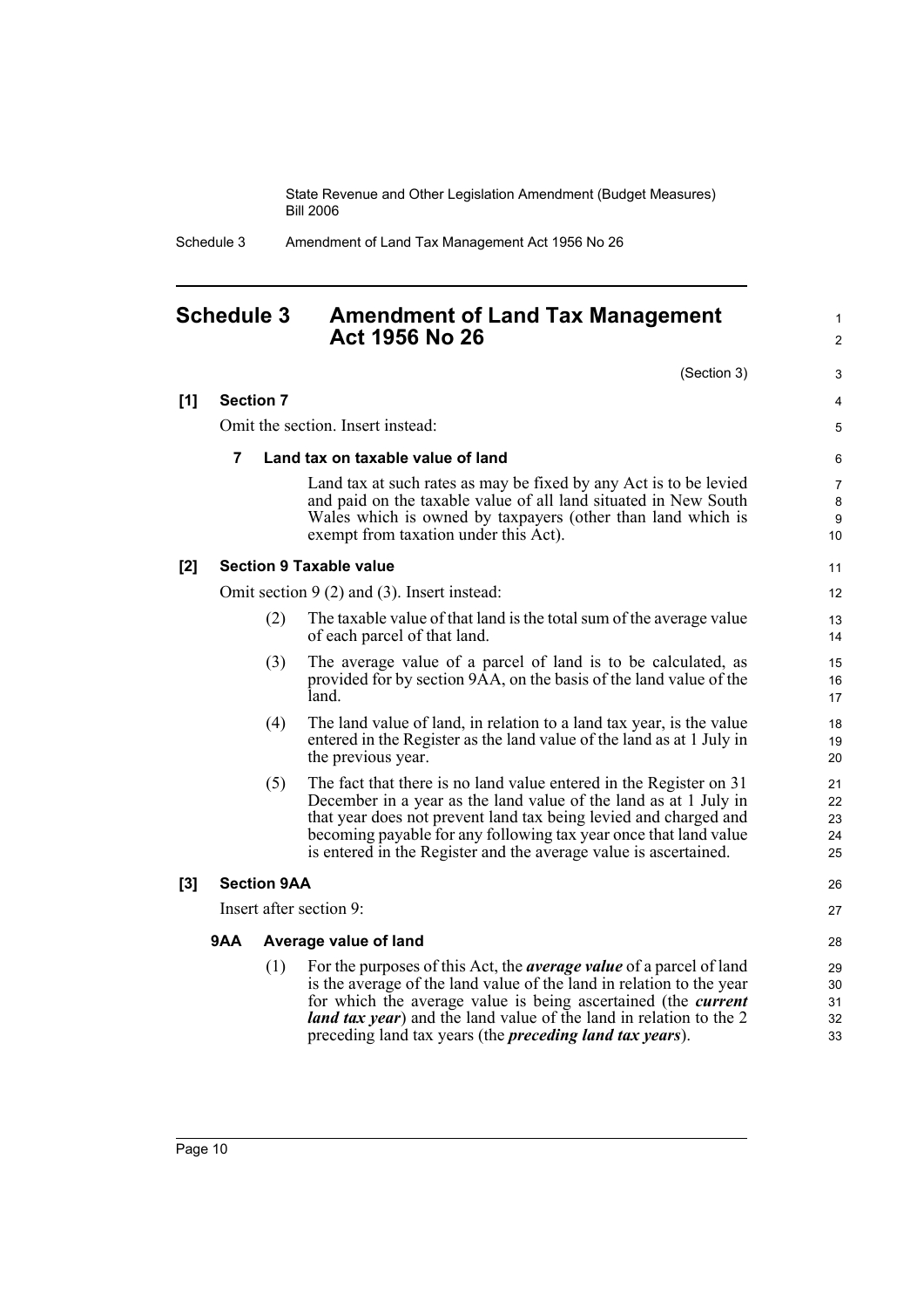## Schedule 3 Amendment of Land Tax Management Act 1956 No 26

(Section 3)

**[1] Section 7**

Omit the section. Insert instead:

**7 Land tax on taxable value of land**

Land tax at such rates as may be fixed by any Act is to be levied and paid on the taxable value of all land situated in New South Wales which is owned by taxpayers (other than land which is exempt from taxation under this Act).

**[2] Section 9 Taxable value**

Omit section 9 (2) and (3). Insert instead:

(2) The taxable value of that land is the total sum of the average value of each parcel of that land.

(3) The average value of a parcel of land is to be calculated, as provided for by section 9AA, on the basis of the land value of the land.

(4) The land value of land, in relation to a land tax year, is the value entered in the Register as the land value of the land as at 1 July in the previous year.

(5) The fact that there is no land value entered in the Register on 31 December in a year as the land value of the land as at 1 July in that year does not prevent land tax being levied and charged and becoming payable for any following tax year once that land value is entered in the Register and the average value is ascertained.

**[3] Section 9AA**

Insert after section 9:

**9AA Average value of land**

(1) For the purposes of this Act, the ***average value*** of a parcel of land is the average of the land value of the land in relation to the year for which the average value is being ascertained (the ***current land tax year***) and the land value of the land in relation to the 2 preceding land tax years (the ***preceding land tax years***).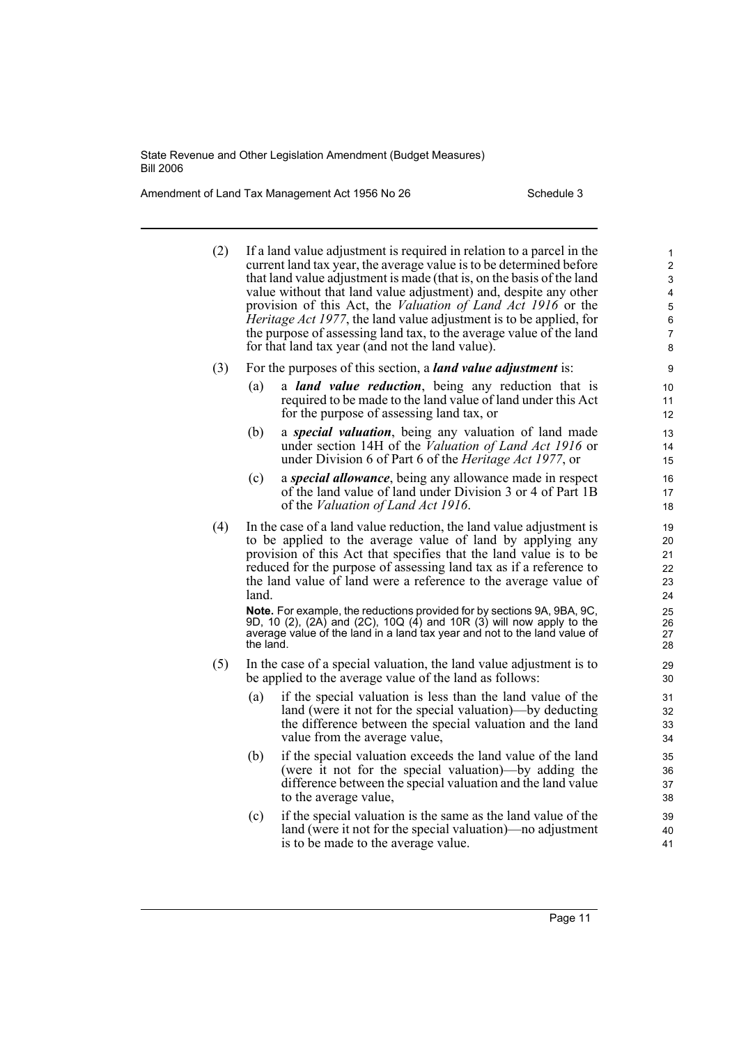(2) If a land value adjustment is required in relation to a parcel in the current land tax year, the average value is to be determined before that land value adjustment is made (that is, on the basis of the land value without that land value adjustment) and, despite any other provision of this Act, the *Valuation of Land Act 1916* or the *Heritage Act 1977*, the land value adjustment is to be applied, for the purpose of assessing land tax, to the average value of the land for that land tax year (and not the land value).

(3) For the purposes of this section, a ***land value adjustment*** is:

(a) a ***land value reduction***, being any reduction that is required to be made to the land value of land under this Act for the purpose of assessing land tax, or

(b) a ***special valuation***, being any valuation of land made under section 14H of the *Valuation of Land Act 1916* or under Division 6 of Part 6 of the *Heritage Act 1977*, or

(c) a ***special allowance***, being any allowance made in respect of the land value of land under Division 3 or 4 of Part 1B of the *Valuation of Land Act 1916*.

(4) In the case of a land value reduction, the land value adjustment is to be applied to the average value of land by applying any provision of this Act that specifies that the land value is to be reduced for the purpose of assessing land tax as if a reference to the land value of land were a reference to the average value of land.

**Note.** For example, the reductions provided for by sections 9A, 9BA, 9C, 9D, 10 (2), (2A) and (2C), 10Q (4) and 10R (3) will now apply to the average value of the land in a land tax year and not to the land value of the land.

(5) In the case of a special valuation, the land value adjustment is to be applied to the average value of the land as follows:

(a) if the special valuation is less than the land value of the land (were it not for the special valuation)—by deducting the difference between the special valuation and the land value from the average value,

(b) if the special valuation exceeds the land value of the land (were it not for the special valuation)—by adding the difference between the special valuation and the land value to the average value,

(c) if the special valuation is the same as the land value of the land (were it not for the special valuation)—no adjustment is to be made to the average value.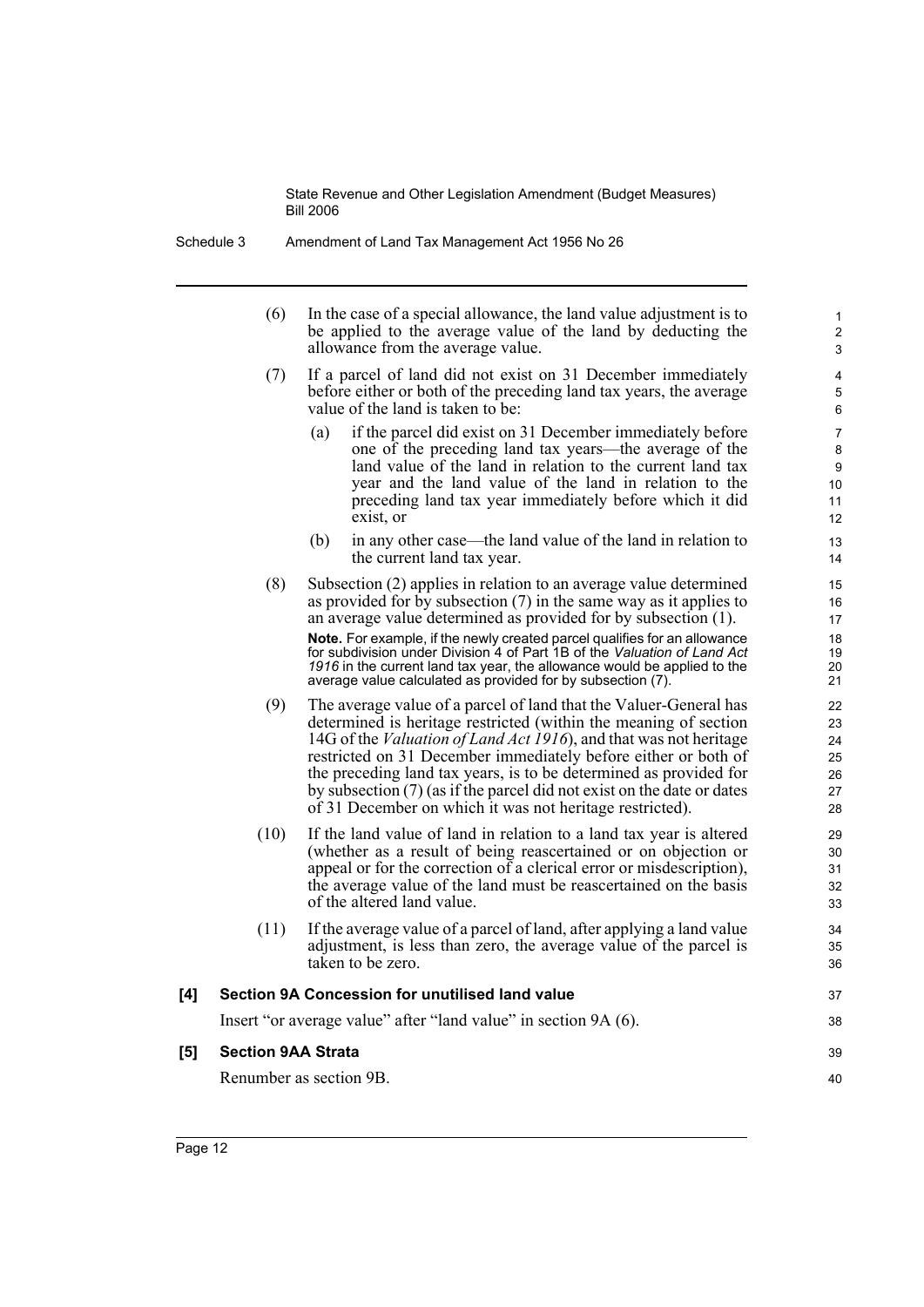(6) In the case of a special allowance, the land value adjustment is to be applied to the average value of the land by deducting the allowance from the average value.

(7) If a parcel of land did not exist on 31 December immediately before either or both of the preceding land tax years, the average value of the land is taken to be:

  (a) if the parcel did exist on 31 December immediately before one of the preceding land tax years—the average of the land value of the land in relation to the current land tax year and the land value of the land in relation to the preceding land tax year immediately before which it did exist, or

  (b) in any other case—the land value of the land in relation to the current land tax year.

(8) Subsection (2) applies in relation to an average value determined as provided for by subsection (7) in the same way as it applies to an average value determined as provided for by subsection (1).

**Note.** For example, if the newly created parcel qualifies for an allowance for subdivision under Division 4 of Part 1B of the *Valuation of Land Act 1916* in the current land tax year, the allowance would be applied to the average value calculated as provided for by subsection (7).

(9) The average value of a parcel of land that the Valuer-General has determined is heritage restricted (within the meaning of section 14G of the *Valuation of Land Act 1916*), and that was not heritage restricted on 31 December immediately before either or both of the preceding land tax years, is to be determined as provided for by subsection (7) (as if the parcel did not exist on the date or dates of 31 December on which it was not heritage restricted).

(10) If the land value of land in relation to a land tax year is altered (whether as a result of being reascertained or on objection or appeal or for the correction of a clerical error or misdescription), the average value of the land must be reascertained on the basis of the altered land value.

(11) If the average value of a parcel of land, after applying a land value adjustment, is less than zero, the average value of the parcel is taken to be zero.

**[4] Section 9A Concession for unutilised land value**

Insert "or average value" after "land value" in section 9A (6).

**[5] Section 9AA Strata**

Renumber as section 9B.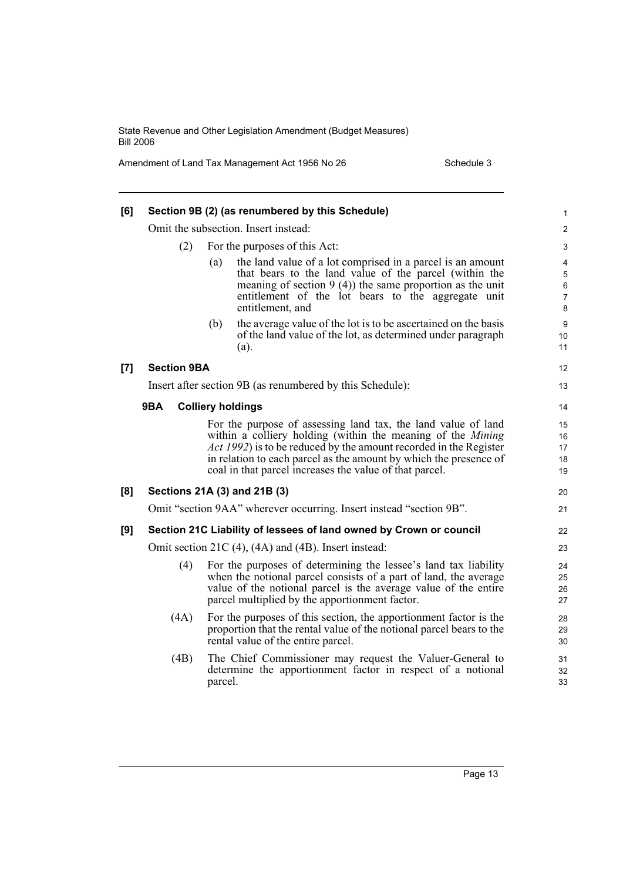**[6] Section 9B (2) (as renumbered by this Schedule)**

Omit the subsection. Insert instead:

(2) For the purposes of this Act:

(a) the land value of a lot comprised in a parcel is an amount that bears to the land value of the parcel (within the meaning of section 9 (4)) the same proportion as the unit entitlement of the lot bears to the aggregate unit entitlement, and

(b) the average value of the lot is to be ascertained on the basis of the land value of the lot, as determined under paragraph (a).

**[7] Section 9BA**

Insert after section 9B (as renumbered by this Schedule):

**9BA Colliery holdings**

For the purpose of assessing land tax, the land value of land within a colliery holding (within the meaning of the *Mining Act 1992*) is to be reduced by the amount recorded in the Register in relation to each parcel as the amount by which the presence of coal in that parcel increases the value of that parcel.

**[8] Sections 21A (3) and 21B (3)**

Omit "section 9AA" wherever occurring. Insert instead "section 9B".

**[9] Section 21C Liability of lessees of land owned by Crown or council**

Omit section 21C (4), (4A) and (4B). Insert instead:

(4) For the purposes of determining the lessee's land tax liability when the notional parcel consists of a part of land, the average value of the notional parcel is the average value of the entire parcel multiplied by the apportionment factor.

(4A) For the purposes of this section, the apportionment factor is the proportion that the rental value of the notional parcel bears to the rental value of the entire parcel.

(4B) The Chief Commissioner may request the Valuer-General to determine the apportionment factor in respect of a notional parcel.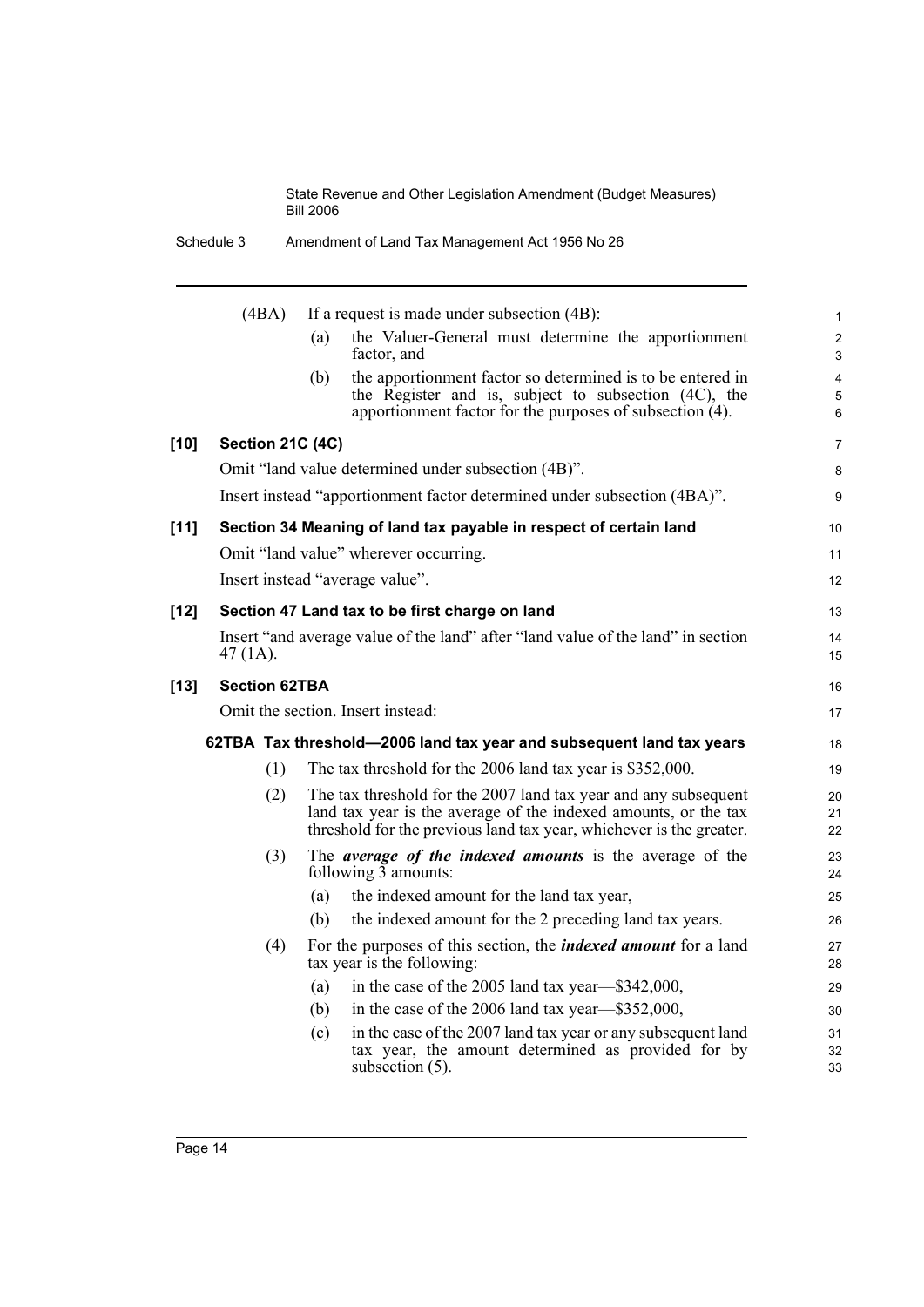(4BA) If a request is made under subsection (4B):

- (a) the Valuer-General must determine the apportionment factor, and
- (b) the apportionment factor so determined is to be entered in the Register and is, subject to subsection (4C), the apportionment factor for the purposes of subsection (4).

**[10] Section 21C (4C)**

Omit "land value determined under subsection (4B)".

Insert instead "apportionment factor determined under subsection (4BA)".

**[11] Section 34 Meaning of land tax payable in respect of certain land**

Omit "land value" wherever occurring.

Insert instead "average value".

**[12] Section 47 Land tax to be first charge on land**

Insert "and average value of the land" after "land value of the land" in section 47 (1A).

**[13] Section 62TBA**

Omit the section. Insert instead:

**62TBA Tax threshold—2006 land tax year and subsequent land tax years**

(1) The tax threshold for the 2006 land tax year is $352,000.

(2) The tax threshold for the 2007 land tax year and any subsequent land tax year is the average of the indexed amounts, or the tax threshold for the previous land tax year, whichever is the greater.

(3) The ***average of the indexed amounts*** is the average of the following 3 amounts:

- (a) the indexed amount for the land tax year,
- (b) the indexed amount for the 2 preceding land tax years.

(4) For the purposes of this section, the ***indexed amount*** for a land tax year is the following:

- (a) in the case of the 2005 land tax year—$342,000,
- (b) in the case of the 2006 land tax year—$352,000,
- (c) in the case of the 2007 land tax year or any subsequent land tax year, the amount determined as provided for by subsection (5).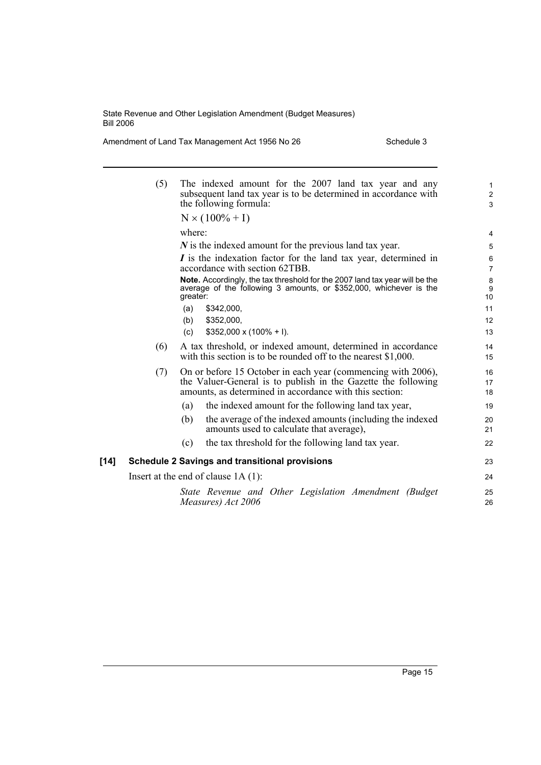(5) The indexed amount for the 2007 land tax year and any subsequent land tax year is to be determined in accordance with the following formula:

$$N \times (100\% + I)$$

where:

***N*** is the indexed amount for the previous land tax year.

***I*** is the indexation factor for the land tax year, determined in accordance with section 62TBB.

**Note.** Accordingly, the tax threshold for the 2007 land tax year will be the average of the following 3 amounts, or \$352,000, whichever is the greater:

(a) \$342,000,

(b) \$352,000,

(c) \$352,000 x (100% + I).

(6) A tax threshold, or indexed amount, determined in accordance with this section is to be rounded off to the nearest \$1,000.

(7) On or before 15 October in each year (commencing with 2006), the Valuer-General is to publish in the Gazette the following amounts, as determined in accordance with this section:

(a) the indexed amount for the following land tax year,

(b) the average of the indexed amounts (including the indexed amounts used to calculate that average),

(c) the tax threshold for the following land tax year.

**[14] Schedule 2 Savings and transitional provisions**

Insert at the end of clause 1A (1):

*State Revenue and Other Legislation Amendment (Budget Measures) Act 2006*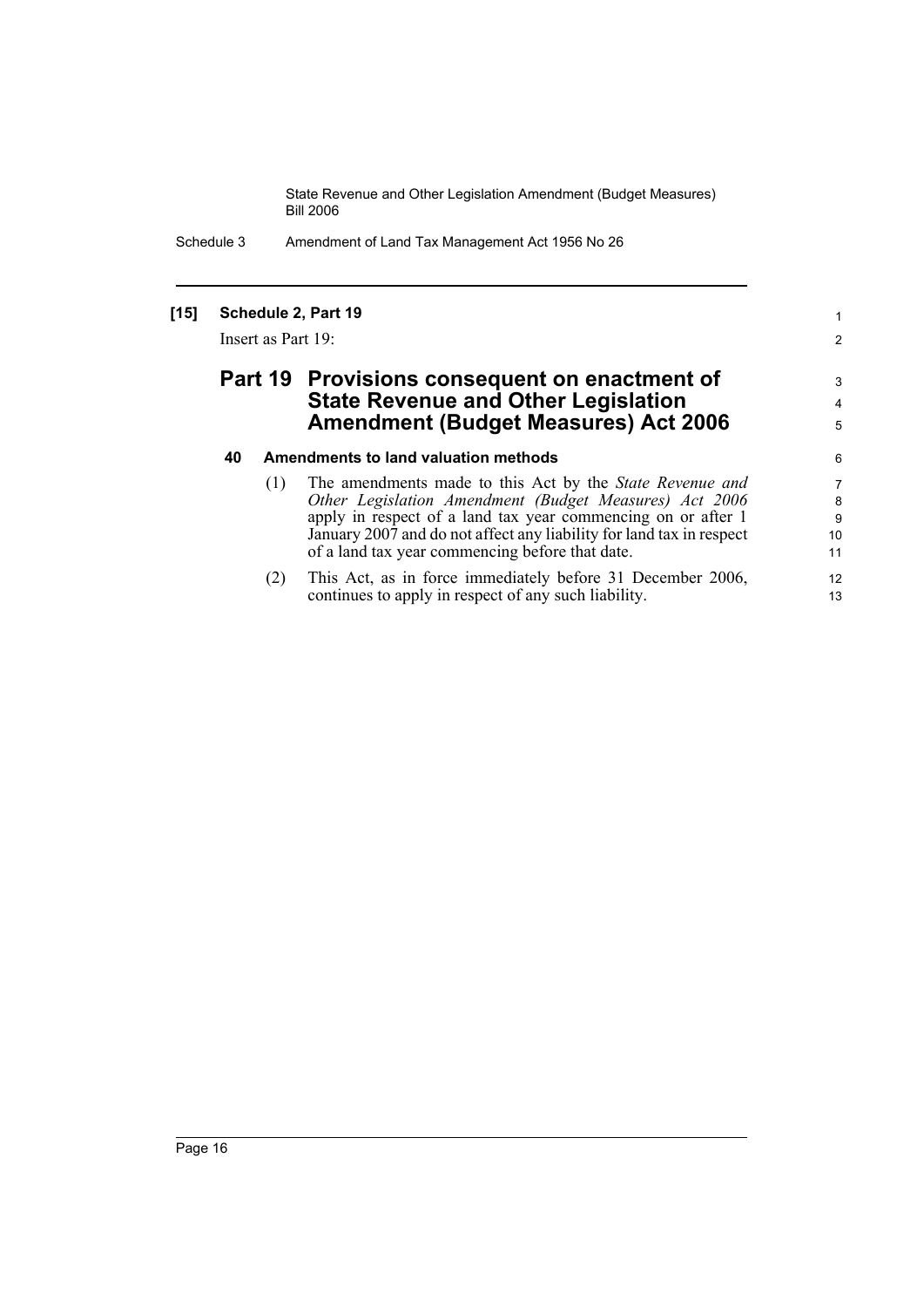**[15] Schedule 2, Part 19**

Insert as Part 19:

## Part 19 Provisions consequent on enactment of State Revenue and Other Legislation Amendment (Budget Measures) Act 2006

### 40 Amendments to land valuation methods

(1) The amendments made to this Act by the *State Revenue and Other Legislation Amendment (Budget Measures) Act 2006* apply in respect of a land tax year commencing on or after 1 January 2007 and do not affect any liability for land tax in respect of a land tax year commencing before that date.

(2) This Act, as in force immediately before 31 December 2006, continues to apply in respect of any such liability.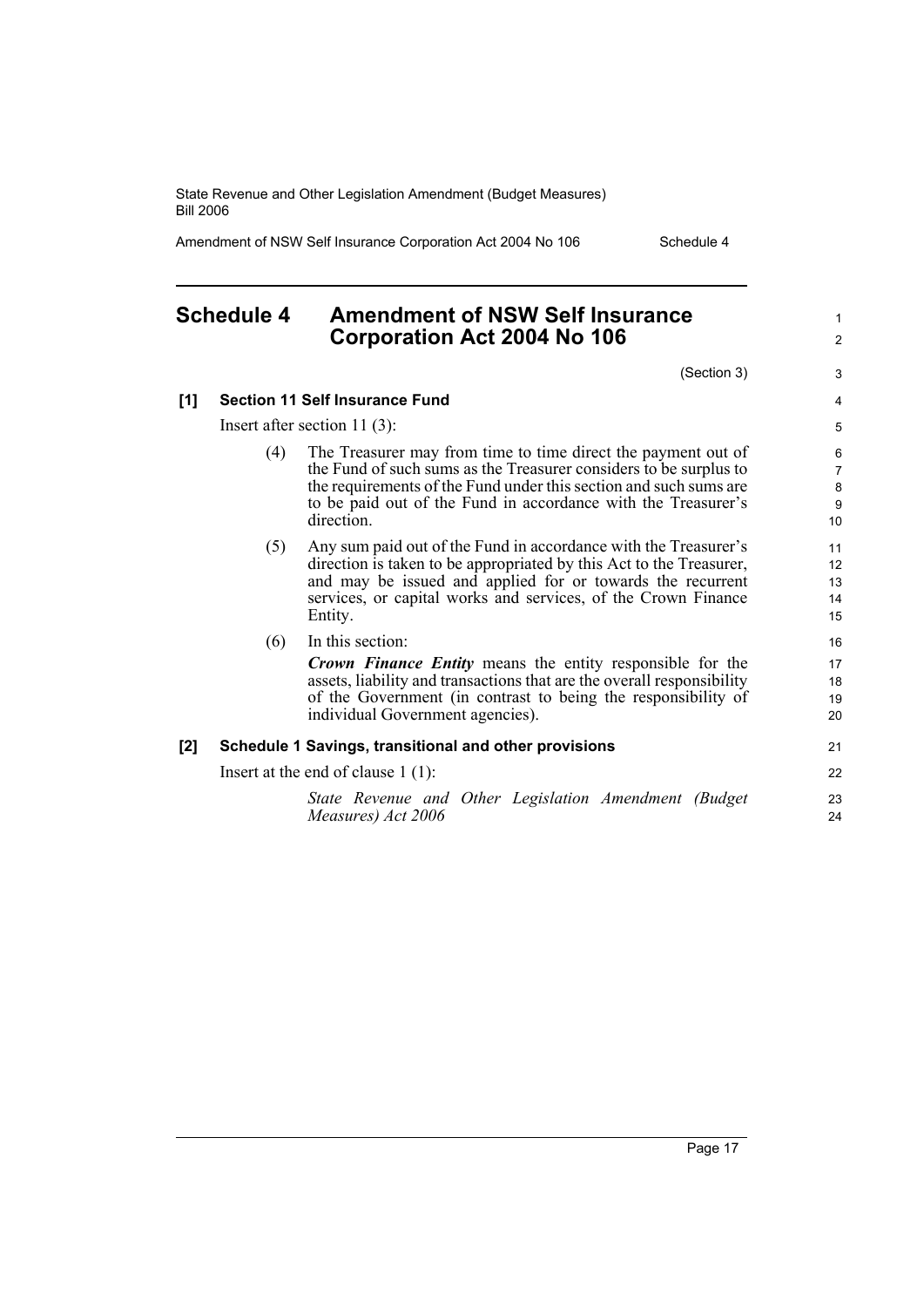## Schedule 4 Amendment of NSW Self Insurance Corporation Act 2004 No 106

(Section 3)

**[1] Section 11 Self Insurance Fund**

Insert after section 11 (3):

(4) The Treasurer may from time to time direct the payment out of the Fund of such sums as the Treasurer considers to be surplus to the requirements of the Fund under this section and such sums are to be paid out of the Fund in accordance with the Treasurer's direction.

(5) Any sum paid out of the Fund in accordance with the Treasurer's direction is taken to be appropriated by this Act to the Treasurer, and may be issued and applied for or towards the recurrent services, or capital works and services, of the Crown Finance Entity.

(6) In this section:

***Crown Finance Entity*** means the entity responsible for the assets, liability and transactions that are the overall responsibility of the Government (in contrast to being the responsibility of individual Government agencies).

**[2] Schedule 1 Savings, transitional and other provisions**

Insert at the end of clause 1 (1):

*State Revenue and Other Legislation Amendment (Budget Measures) Act 2006*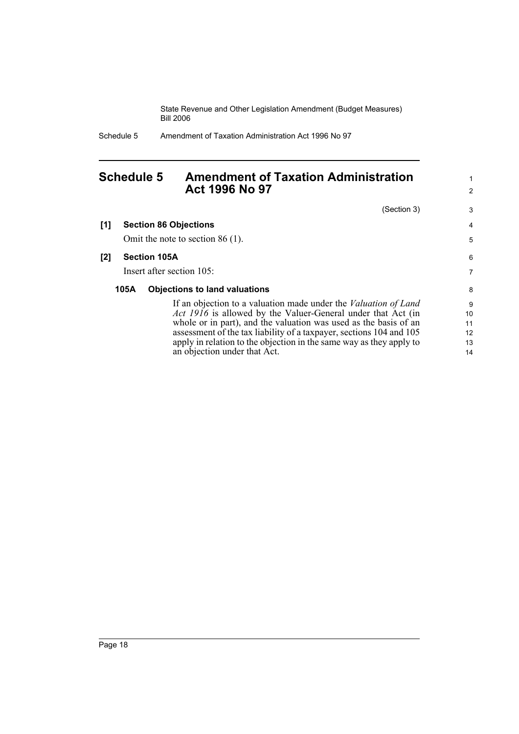## Schedule 5 Amendment of Taxation Administration Act 1996 No 97

(Section 3)

**[1] Section 86 Objections**

Omit the note to section 86 (1).

**[2] Section 105A**

Insert after section 105:

**105A Objections to land valuations**

If an objection to a valuation made under the *Valuation of Land Act 1916* is allowed by the Valuer-General under that Act (in whole or in part), and the valuation was used as the basis of an assessment of the tax liability of a taxpayer, sections 104 and 105 apply in relation to the objection in the same way as they apply to an objection under that Act.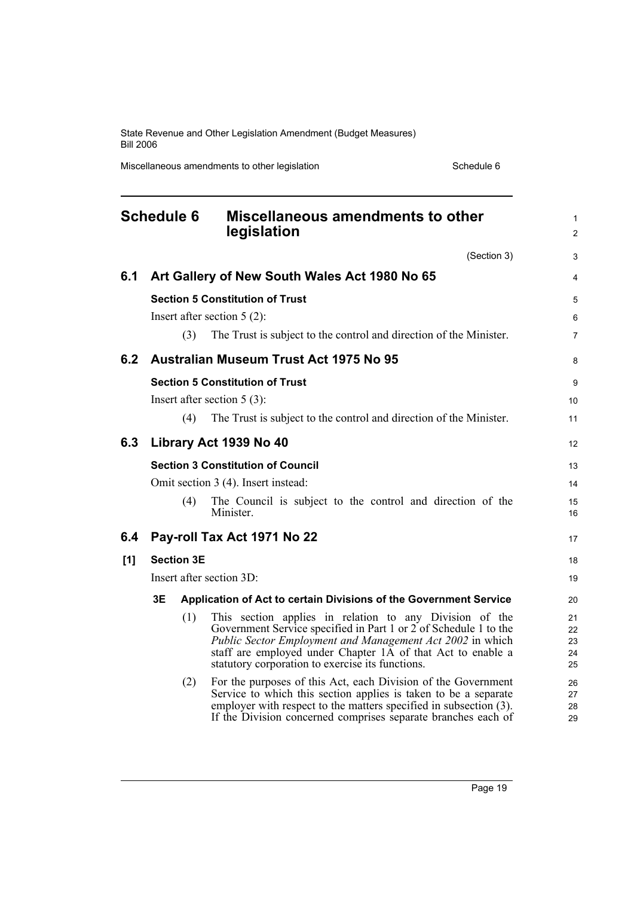# Schedule 6 Miscellaneous amendments to other legislation

(Section 3)

## 6.1 Art Gallery of New South Wales Act 1980 No 65

**Section 5 Constitution of Trust**

Insert after section 5 (2):

(3) The Trust is subject to the control and direction of the Minister.

## 6.2 Australian Museum Trust Act 1975 No 95

**Section 5 Constitution of Trust**

Insert after section 5 (3):

(4) The Trust is subject to the control and direction of the Minister.

## 6.3 Library Act 1939 No 40

**Section 3 Constitution of Council**

Omit section 3 (4). Insert instead:

(4) The Council is subject to the control and direction of the Minister.

## 6.4 Pay-roll Tax Act 1971 No 22

**[1] Section 3E**

Insert after section 3D:

**3E Application of Act to certain Divisions of the Government Service**

(1) This section applies in relation to any Division of the Government Service specified in Part 1 or 2 of Schedule 1 to the *Public Sector Employment and Management Act 2002* in which staff are employed under Chapter 1A of that Act to enable a statutory corporation to exercise its functions.

(2) For the purposes of this Act, each Division of the Government Service to which this section applies is taken to be a separate employer with respect to the matters specified in subsection (3). If the Division concerned comprises separate branches each of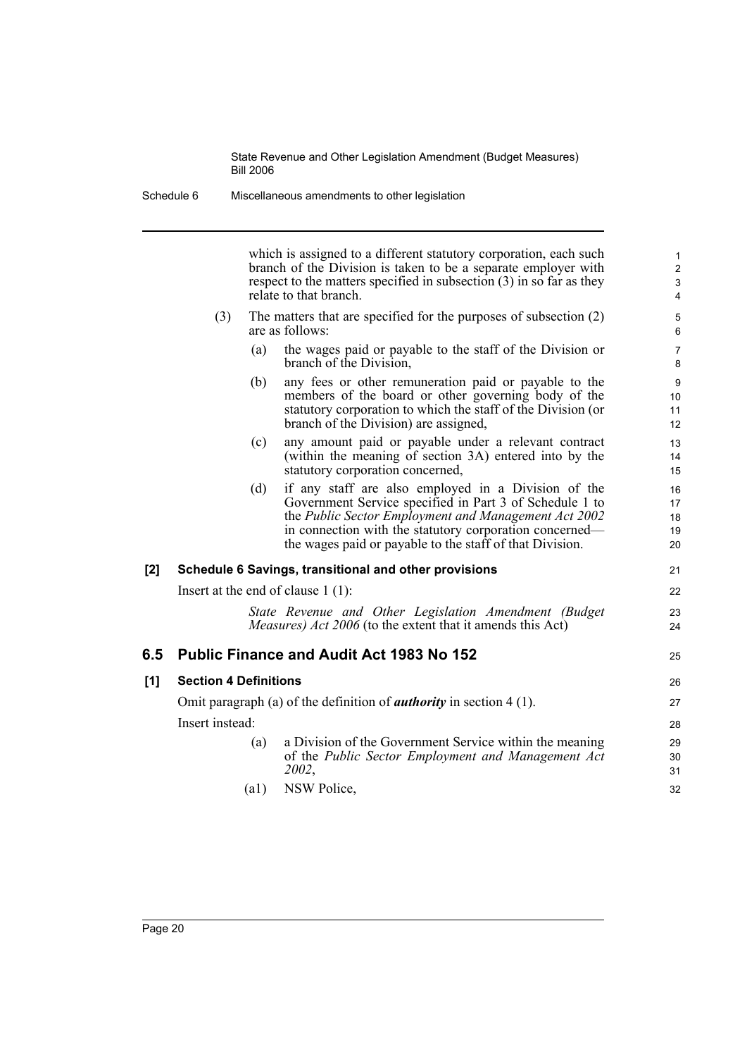which is assigned to a different statutory corporation, each such branch of the Division is taken to be a separate employer with respect to the matters specified in subsection (3) in so far as they relate to that branch.

(3) The matters that are specified for the purposes of subsection (2) are as follows:

(a) the wages paid or payable to the staff of the Division or branch of the Division,

(b) any fees or other remuneration paid or payable to the members of the board or other governing body of the statutory corporation to which the staff of the Division (or branch of the Division) are assigned,

(c) any amount paid or payable under a relevant contract (within the meaning of section 3A) entered into by the statutory corporation concerned,

(d) if any staff are also employed in a Division of the Government Service specified in Part 3 of Schedule 1 to the *Public Sector Employment and Management Act 2002* in connection with the statutory corporation concerned—the wages paid or payable to the staff of that Division.

**[2] Schedule 6 Savings, transitional and other provisions**

Insert at the end of clause 1 (1):

*State Revenue and Other Legislation Amendment (Budget Measures) Act 2006* (to the extent that it amends this Act)

## 6.5 Public Finance and Audit Act 1983 No 152

**[1] Section 4 Definitions**

Omit paragraph (a) of the definition of ***authority*** in section 4 (1).

Insert instead:

(a) a Division of the Government Service within the meaning of the *Public Sector Employment and Management Act 2002*,

(a1) NSW Police,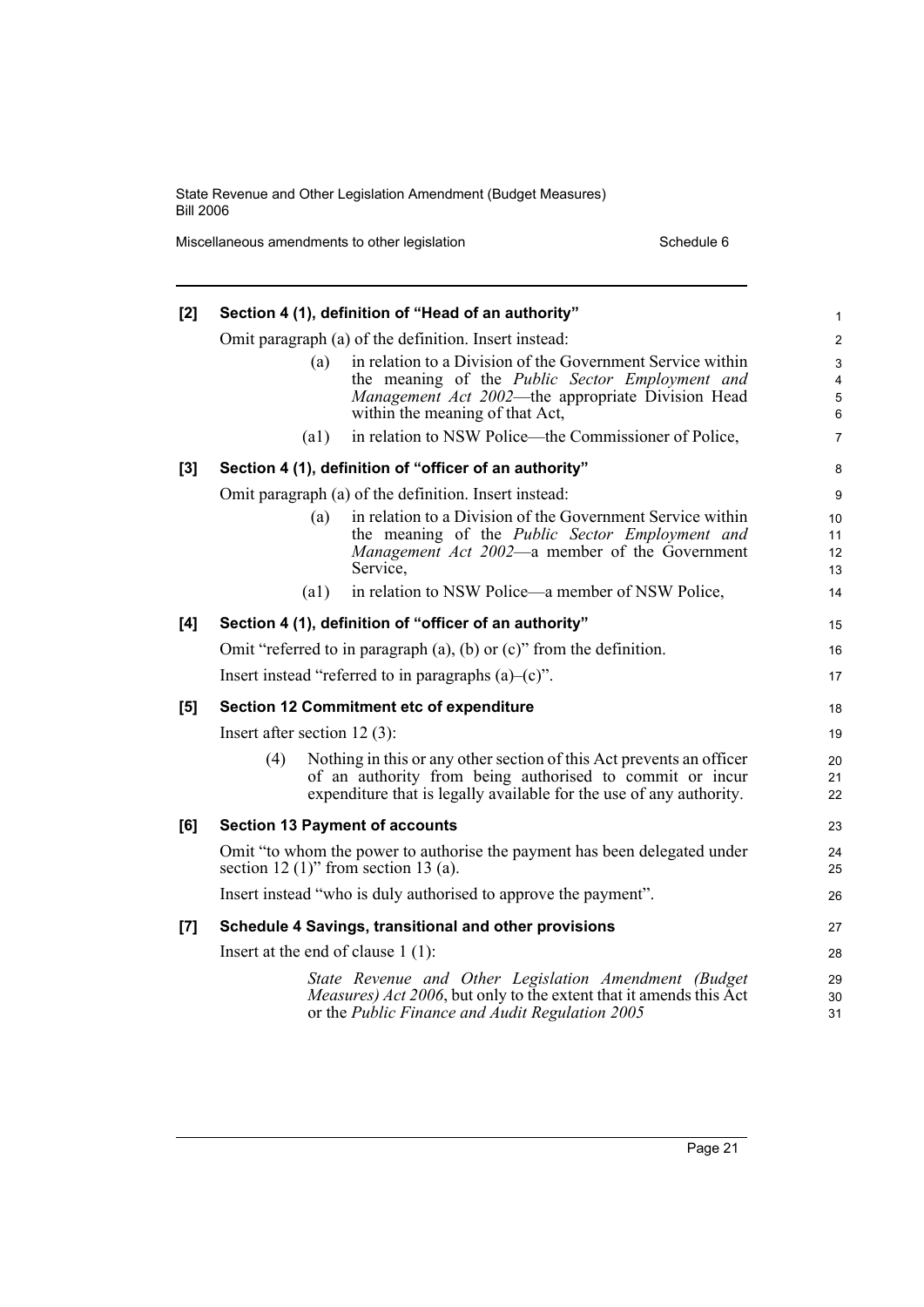**[2] Section 4 (1), definition of "Head of an authority"**

Omit paragraph (a) of the definition. Insert instead:

> (a) in relation to a Division of the Government Service within the meaning of the *Public Sector Employment and Management Act 2002*—the appropriate Division Head within the meaning of that Act,
>
> (a1) in relation to NSW Police—the Commissioner of Police,

**[3] Section 4 (1), definition of "officer of an authority"**

Omit paragraph (a) of the definition. Insert instead:

> (a) in relation to a Division of the Government Service within the meaning of the *Public Sector Employment and Management Act 2002*—a member of the Government Service,
>
> (a1) in relation to NSW Police—a member of NSW Police,

**[4] Section 4 (1), definition of "officer of an authority"**

Omit "referred to in paragraph (a), (b) or (c)" from the definition.

Insert instead "referred to in paragraphs (a)–(c)".

**[5] Section 12 Commitment etc of expenditure**

Insert after section 12 (3):

> (4) Nothing in this or any other section of this Act prevents an officer of an authority from being authorised to commit or incur expenditure that is legally available for the use of any authority.

**[6] Section 13 Payment of accounts**

Omit "to whom the power to authorise the payment has been delegated under section 12 (1)" from section 13 (a).

Insert instead "who is duly authorised to approve the payment".

**[7] Schedule 4 Savings, transitional and other provisions**

Insert at the end of clause 1 (1):

> *State Revenue and Other Legislation Amendment (Budget Measures) Act 2006*, but only to the extent that it amends this Act or the *Public Finance and Audit Regulation 2005*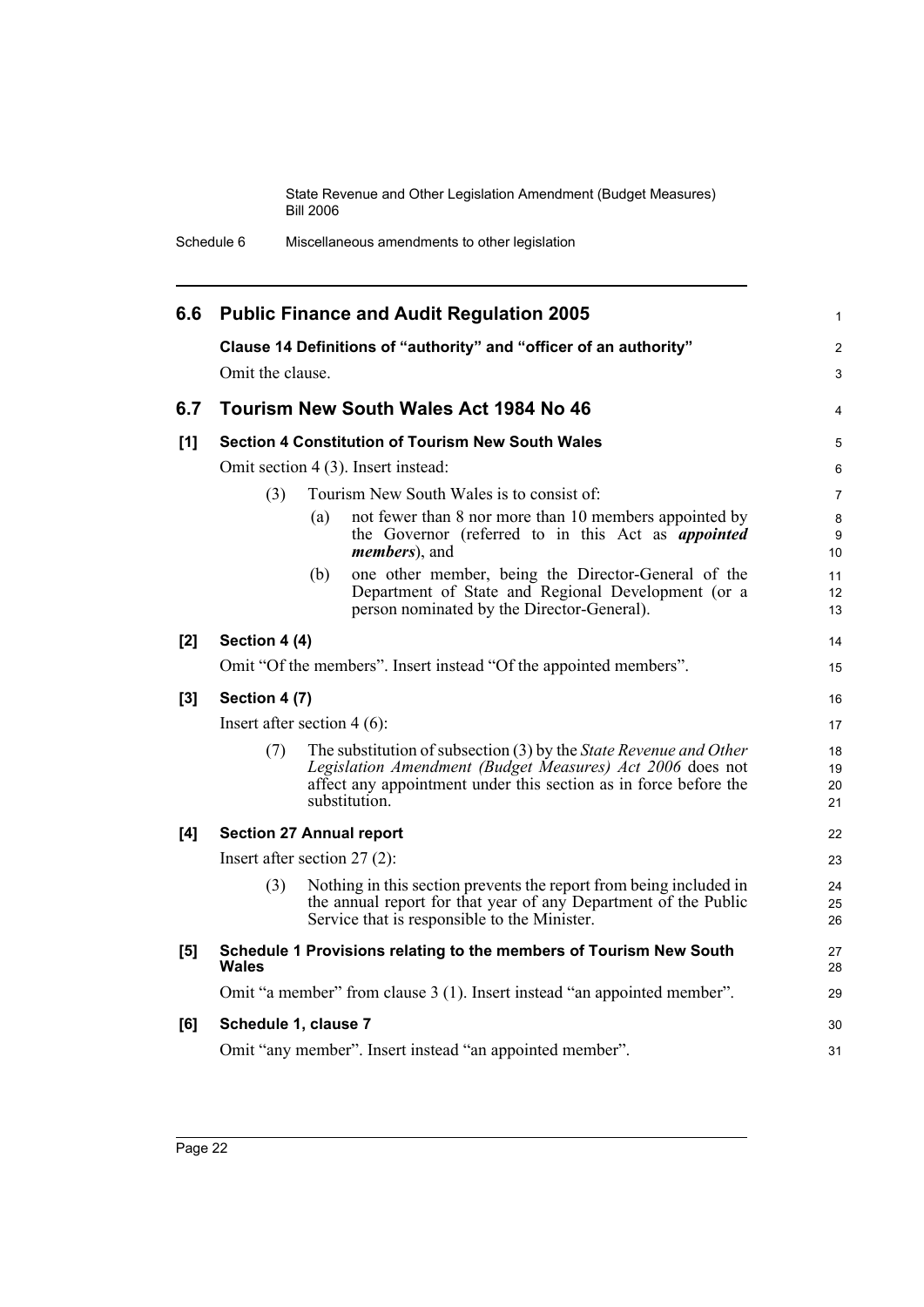## 6.6 Public Finance and Audit Regulation 2005

**Clause 14 Definitions of "authority" and "officer of an authority"**

Omit the clause.

## 6.7 Tourism New South Wales Act 1984 No 46

**[1] Section 4 Constitution of Tourism New South Wales**

Omit section 4 (3). Insert instead:

(3) Tourism New South Wales is to consist of:

(a) not fewer than 8 nor more than 10 members appointed by the Governor (referred to in this Act as ***appointed members***), and

(b) one other member, being the Director-General of the Department of State and Regional Development (or a person nominated by the Director-General).

**[2] Section 4 (4)**

Omit "Of the members". Insert instead "Of the appointed members".

**[3] Section 4 (7)**

Insert after section 4 (6):

(7) The substitution of subsection (3) by the *State Revenue and Other Legislation Amendment (Budget Measures) Act 2006* does not affect any appointment under this section as in force before the substitution.

**[4] Section 27 Annual report**

Insert after section 27 (2):

(3) Nothing in this section prevents the report from being included in the annual report for that year of any Department of the Public Service that is responsible to the Minister.

**[5] Schedule 1 Provisions relating to the members of Tourism New South Wales**

Omit "a member" from clause 3 (1). Insert instead "an appointed member".

**[6] Schedule 1, clause 7**

Omit "any member". Insert instead "an appointed member".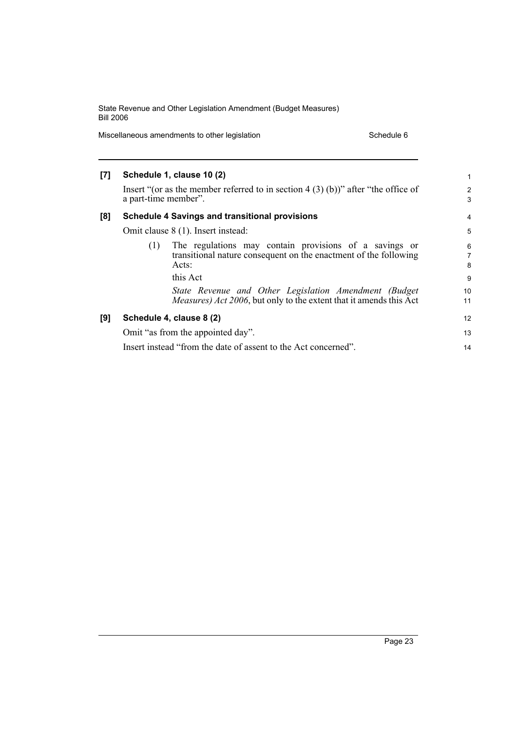**[7] Schedule 1, clause 10 (2)**

Insert "(or as the member referred to in section 4 (3) (b))" after "the office of a part-time member".

**[8] Schedule 4 Savings and transitional provisions**

Omit clause 8 (1). Insert instead:

(1) The regulations may contain provisions of a savings or transitional nature consequent on the enactment of the following Acts:

this Act

*State Revenue and Other Legislation Amendment (Budget Measures) Act 2006*, but only to the extent that it amends this Act

**[9] Schedule 4, clause 8 (2)**

Omit "as from the appointed day".

Insert instead "from the date of assent to the Act concerned".